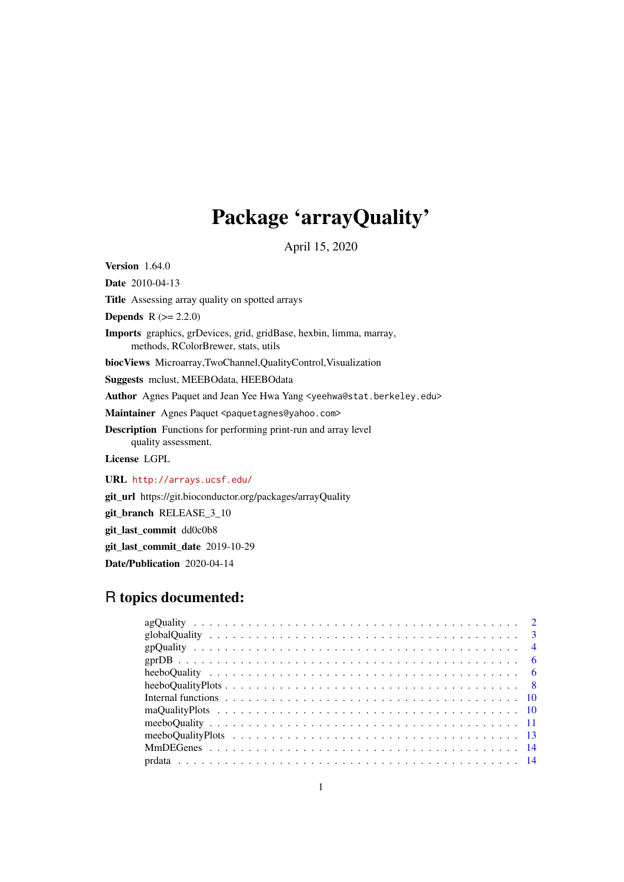# Package 'arrayQuality'

April 15, 2020

**Version** 1.64.0

**Date** 2010-04-13

**Title** Assessing array quality on spotted arrays

**Depends** R (>= 2.2.0)

**Imports** graphics, grDevices, grid, gridBase, hexbin, limma, marray, methods, RColorBrewer, stats, utils

**biocViews** Microarray,TwoChannel,QualityControl,Visualization

**Suggests** mclust, MEEBOdata, HEEBOdata

**Author** Agnes Paquet and Jean Yee Hwa Yang <yeehwa@stat.berkeley.edu>

**Maintainer** Agnes Paquet <paquetagnes@yahoo.com>

**Description** Functions for performing print-run and array level quality assessment.

**License** LGPL

**URL** http://arrays.ucsf.edu/

**git_url** https://git.bioconductor.org/packages/arrayQuality

**git_branch** RELEASE_3_10

**git_last_commit** dd0c0b8

**git_last_commit_date** 2019-10-29

**Date/Publication** 2020-04-14

## R topics documented:

- agQuality . . . . . . . . . . 2
- globalQuality . . . . . . . . . . 3
- gpQuality . . . . . . . . . . 4
- gprDB . . . . . . . . . . 6
- heeboQuality . . . . . . . . . . 6
- heeboQualityPlots . . . . . . . . . . 8
- Internal functions . . . . . . . . . . 10
- maQualityPlots . . . . . . . . . . 10
- meeboQuality . . . . . . . . . . 11
- meeboQualityPlots . . . . . . . . . . 13
- MmDEGenes . . . . . . . . . . 14
- prdata . . . . . . . . . . 14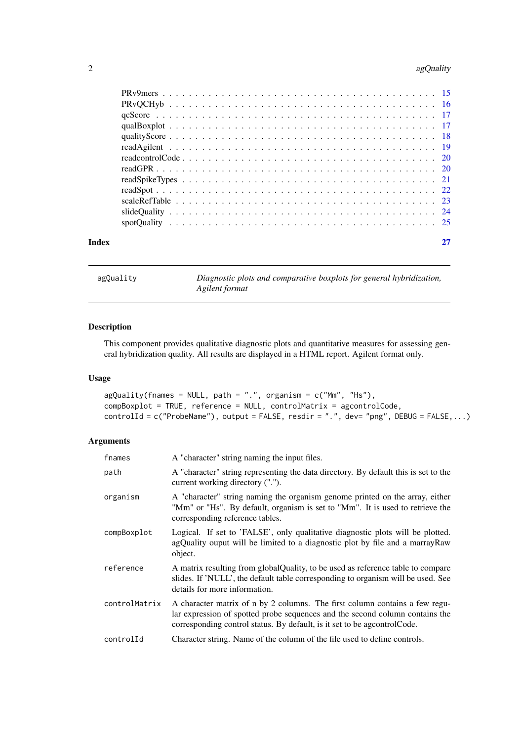| | |
|---|---|
| PRv9mers | 15 |
| PRvQCHyb | 16 |
| qcScore | 17 |
| qualBoxplot | 17 |
| qualityScore | 18 |
| readAgilent | 19 |
| readcontrolCode | 20 |
| readGPR | 20 |
| readSpikeTypes | 21 |
| readSpot | 22 |
| scaleRefTable | 23 |
| slideQuality | 24 |
| spotQuality | 25 |

**Index** 27

---

agQuality — *Diagnostic plots and comparative boxplots for general hybridization, Agilent format*

---

## Description

This component provides qualitative diagnostic plots and quantitative measures for assessing general hybridization quality. All results are displayed in a HTML report. Agilent format only.

## Usage

```
agQuality(fnames = NULL, path = ".", organism = c("Mm", "Hs"),
compBoxplot = TRUE, reference = NULL, controlMatrix = agcontrolCode,
controlId = c("ProbeName"), output = FALSE, resdir = ".", dev= "png", DEBUG = FALSE,...)
```

## Arguments

| | |
|---|---|
| `fnames` | A "character" string naming the input files. |
| `path` | A "character" string representing the data directory. By default this is set to the current working directory ("."). |
| `organism` | A "character" string naming the organism genome printed on the array, either "Mm" or "Hs". By default, organism is set to "Mm". It is used to retrieve the corresponding reference tables. |
| `compBoxplot` | Logical. If set to 'FALSE', only qualitative diagnostic plots will be plotted. agQuality ouput will be limited to a diagnostic plot by file and a marrayRaw object. |
| `reference` | A matrix resulting from globalQuality, to be used as reference table to compare slides. If 'NULL', the default table corresponding to organism will be used. See details for more information. |
| `controlMatrix` | A character matrix of n by 2 columns. The first column contains a few regular expression of spotted probe sequences and the second column contains the corresponding control status. By default, is it set to be agcontrolCode. |
| `controlId` | Character string. Name of the column of the file used to define controls. |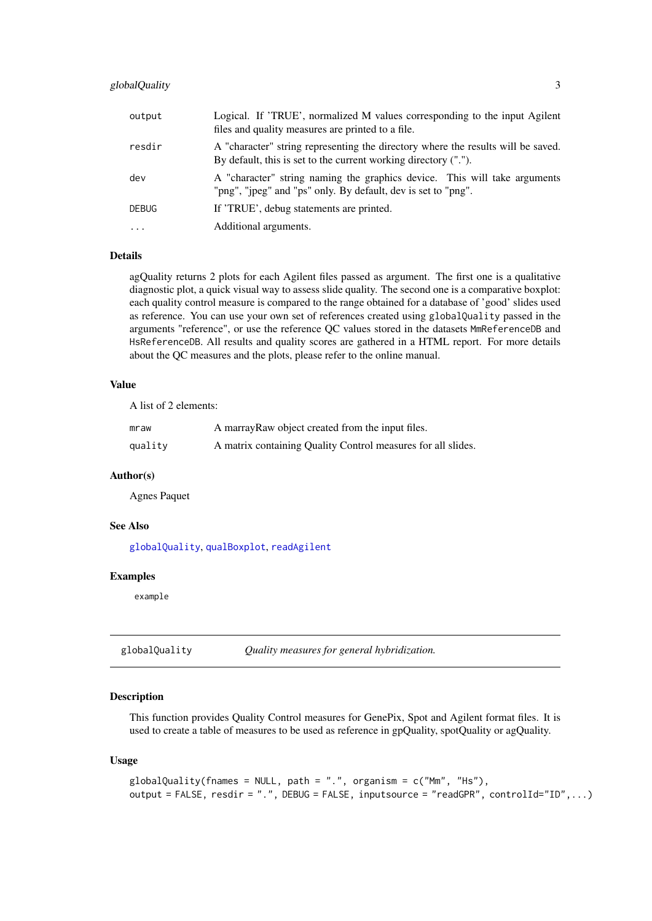| | |
|---|---|
| output | Logical. If 'TRUE', normalized M values corresponding to the input Agilent files and quality measures are printed to a file. |
| resdir | A "character" string representing the directory where the results will be saved. By default, this is set to the current working directory ("."). |
| dev | A "character" string naming the graphics device. This will take arguments "png", "jpeg" and "ps" only. By default, dev is set to "png". |
| DEBUG | If 'TRUE', debug statements are printed. |
| ... | Additional arguments. |

### Details

agQuality returns 2 plots for each Agilent files passed as argument. The first one is a qualitative diagnostic plot, a quick visual way to assess slide quality. The second one is a comparative boxplot: each quality control measure is compared to the range obtained for a database of 'good' slides used as reference. You can use your own set of references created using `globalQuality` passed in the arguments "reference", or use the reference QC values stored in the datasets `MmReferenceDB` and `HsReferenceDB`. All results and quality scores are gathered in a HTML report. For more details about the QC measures and the plots, please refer to the online manual.

### Value

A list of 2 elements:

| | |
|---|---|
| mraw | A marrayRaw object created from the input files. |
| quality | A matrix containing Quality Control measures for all slides. |

### Author(s)

Agnes Paquet

### See Also

`globalQuality`, `qualBoxplot`, `readAgilent`

### Examples

```
example
```

---

## globalQuality — *Quality measures for general hybridization.*

---

### Description

This function provides Quality Control measures for GenePix, Spot and Agilent format files. It is used to create a table of measures to be used as reference in gpQuality, spotQuality or agQuality.

### Usage

```
globalQuality(fnames = NULL, path = ".", organism = c("Mm", "Hs"),
output = FALSE, resdir = ".", DEBUG = FALSE, inputsource = "readGPR", controlId="ID",...)
```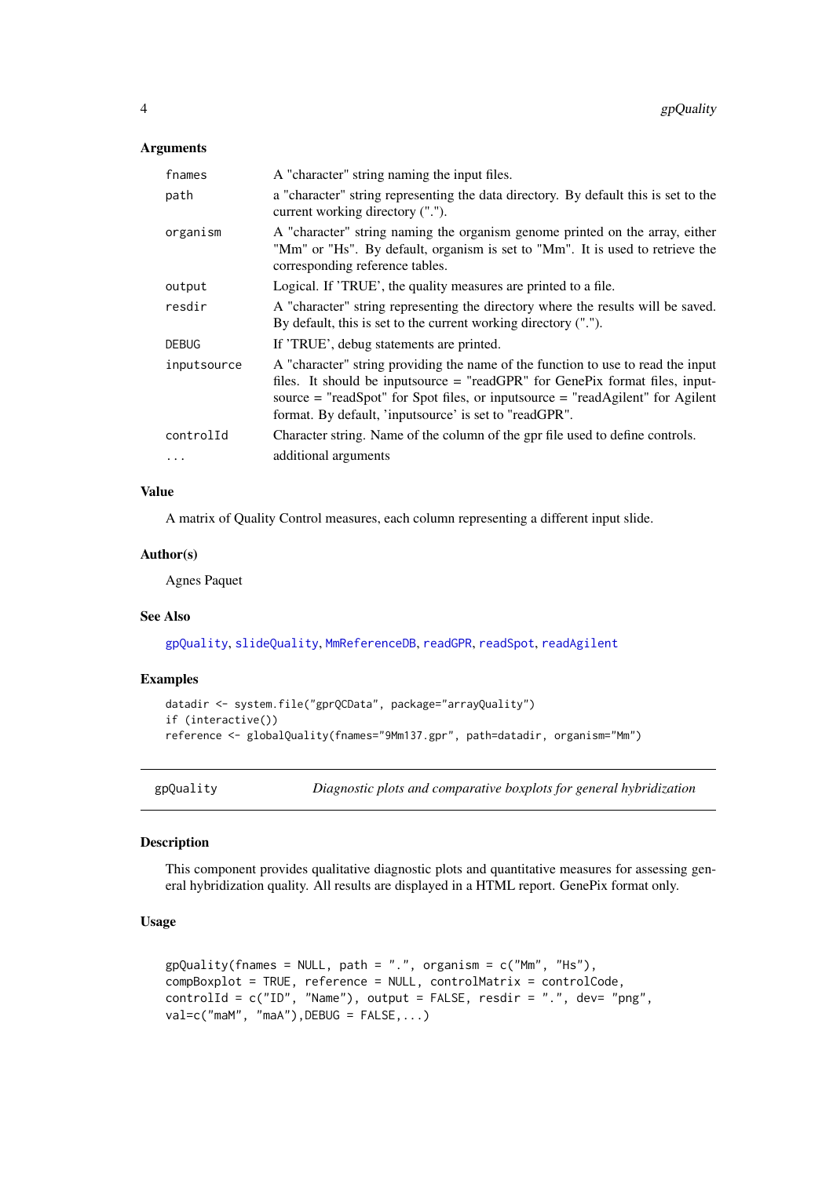### Arguments

| | |
|---|---|
| `fnames` | A "character" string naming the input files. |
| `path` | a "character" string representing the data directory. By default this is set to the current working directory ("."). |
| `organism` | A "character" string naming the organism genome printed on the array, either "Mm" or "Hs". By default, organism is set to "Mm". It is used to retrieve the corresponding reference tables. |
| `output` | Logical. If 'TRUE', the quality measures are printed to a file. |
| `resdir` | A "character" string representing the directory where the results will be saved. By default, this is set to the current working directory ("."). |
| `DEBUG` | If 'TRUE', debug statements are printed. |
| `inputsource` | A "character" string providing the name of the function to use to read the input files. It should be inputsource = "readGPR" for GenePix format files, inputsource = "readSpot" for Spot files, or inputsource = "readAgilent" for Agilent format. By default, 'inputsource' is set to "readGPR". |
| `controlId` | Character string. Name of the column of the gpr file used to define controls. |
| `...` | additional arguments |

### Value

A matrix of Quality Control measures, each column representing a different input slide.

### Author(s)

Agnes Paquet

### See Also

`gpQuality`, `slideQuality`, `MmReferenceDB`, `readGPR`, `readSpot`, `readAgilent`

### Examples

```
datadir <- system.file("gprQCData", package="arrayQuality")
if (interactive())
reference <- globalQuality(fnames="9Mm137.gpr", path=datadir, organism="Mm")
```

---

## gpQuality — *Diagnostic plots and comparative boxplots for general hybridization*

### Description

This component provides qualitative diagnostic plots and quantitative measures for assessing general hybridization quality. All results are displayed in a HTML report. GenePix format only.

### Usage

```
gpQuality(fnames = NULL, path = ".", organism = c("Mm", "Hs"),
compBoxplot = TRUE, reference = NULL, controlMatrix = controlCode,
controlId = c("ID", "Name"), output = FALSE, resdir = ".", dev= "png",
val=c("maM", "maA"),DEBUG = FALSE,...)
```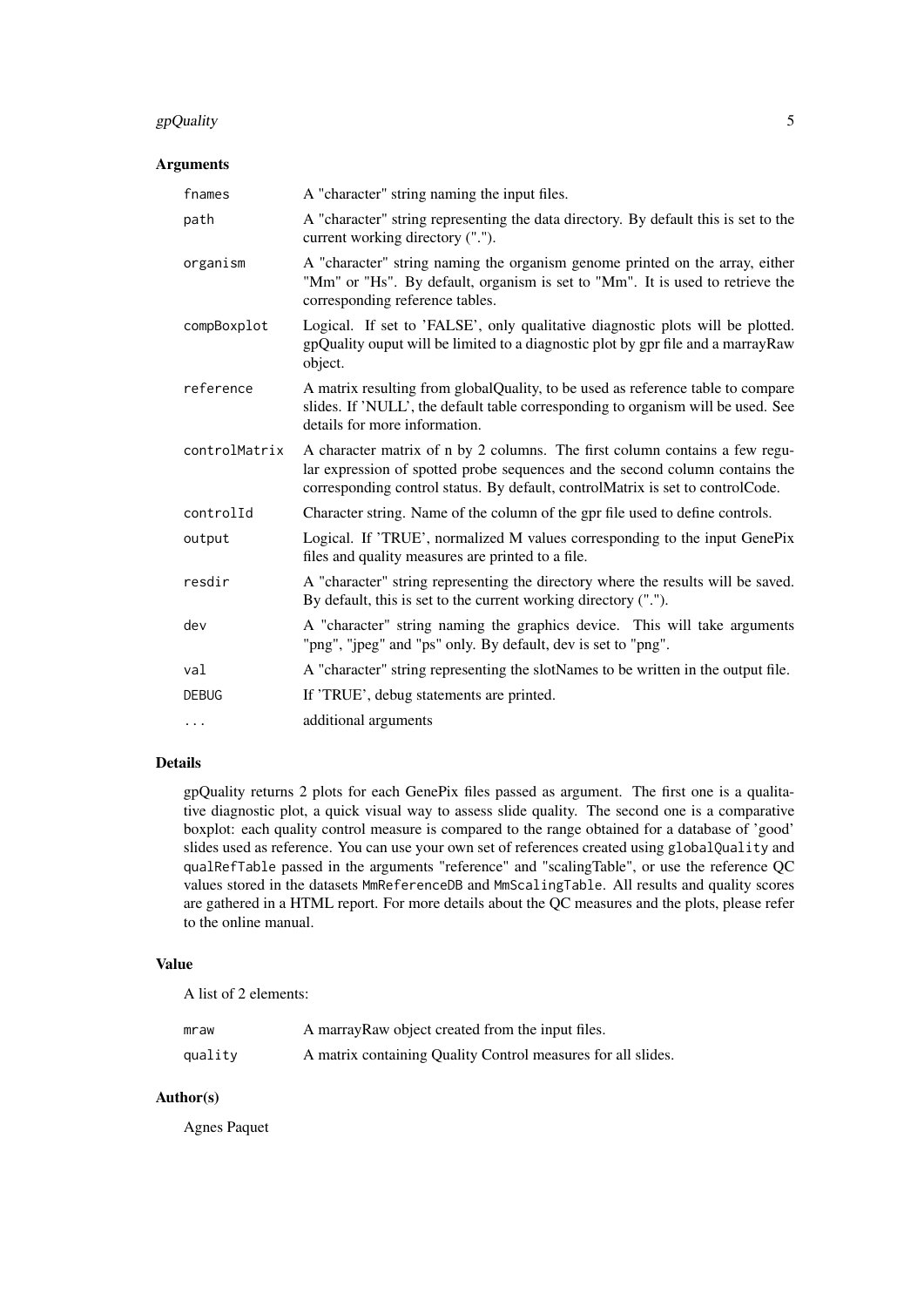### Arguments

| | |
|---|---|
| `fnames` | A "character" string naming the input files. |
| `path` | A "character" string representing the data directory. By default this is set to the current working directory ("."). |
| `organism` | A "character" string naming the organism genome printed on the array, either "Mm" or "Hs". By default, organism is set to "Mm". It is used to retrieve the corresponding reference tables. |
| `compBoxplot` | Logical. If set to 'FALSE', only qualitative diagnostic plots will be plotted. gpQuality ouput will be limited to a diagnostic plot by gpr file and a marrayRaw object. |
| `reference` | A matrix resulting from globalQuality, to be used as reference table to compare slides. If 'NULL', the default table corresponding to organism will be used. See details for more information. |
| `controlMatrix` | A character matrix of n by 2 columns. The first column contains a few regular expression of spotted probe sequences and the second column contains the corresponding control status. By default, controlMatrix is set to controlCode. |
| `controlId` | Character string. Name of the column of the gpr file used to define controls. |
| `output` | Logical. If 'TRUE', normalized M values corresponding to the input GenePix files and quality measures are printed to a file. |
| `resdir` | A "character" string representing the directory where the results will be saved. By default, this is set to the current working directory ("."). |
| `dev` | A "character" string naming the graphics device. This will take arguments "png", "jpeg" and "ps" only. By default, dev is set to "png". |
| `val` | A "character" string representing the slotNames to be written in the output file. |
| `DEBUG` | If 'TRUE', debug statements are printed. |
| `...` | additional arguments |

### Details

gpQuality returns 2 plots for each GenePix files passed as argument. The first one is a qualitative diagnostic plot, a quick visual way to assess slide quality. The second one is a comparative boxplot: each quality control measure is compared to the range obtained for a database of 'good' slides used as reference. You can use your own set of references created using `globalQuality` and `qualRefTable` passed in the arguments "reference" and "scalingTable", or use the reference QC values stored in the datasets `MmReferenceDB` and `MmScalingTable`. All results and quality scores are gathered in a HTML report. For more details about the QC measures and the plots, please refer to the online manual.

### Value

A list of 2 elements:

| | |
|---|---|
| `mraw` | A marrayRaw object created from the input files. |
| `quality` | A matrix containing Quality Control measures for all slides. |

### Author(s)

Agnes Paquet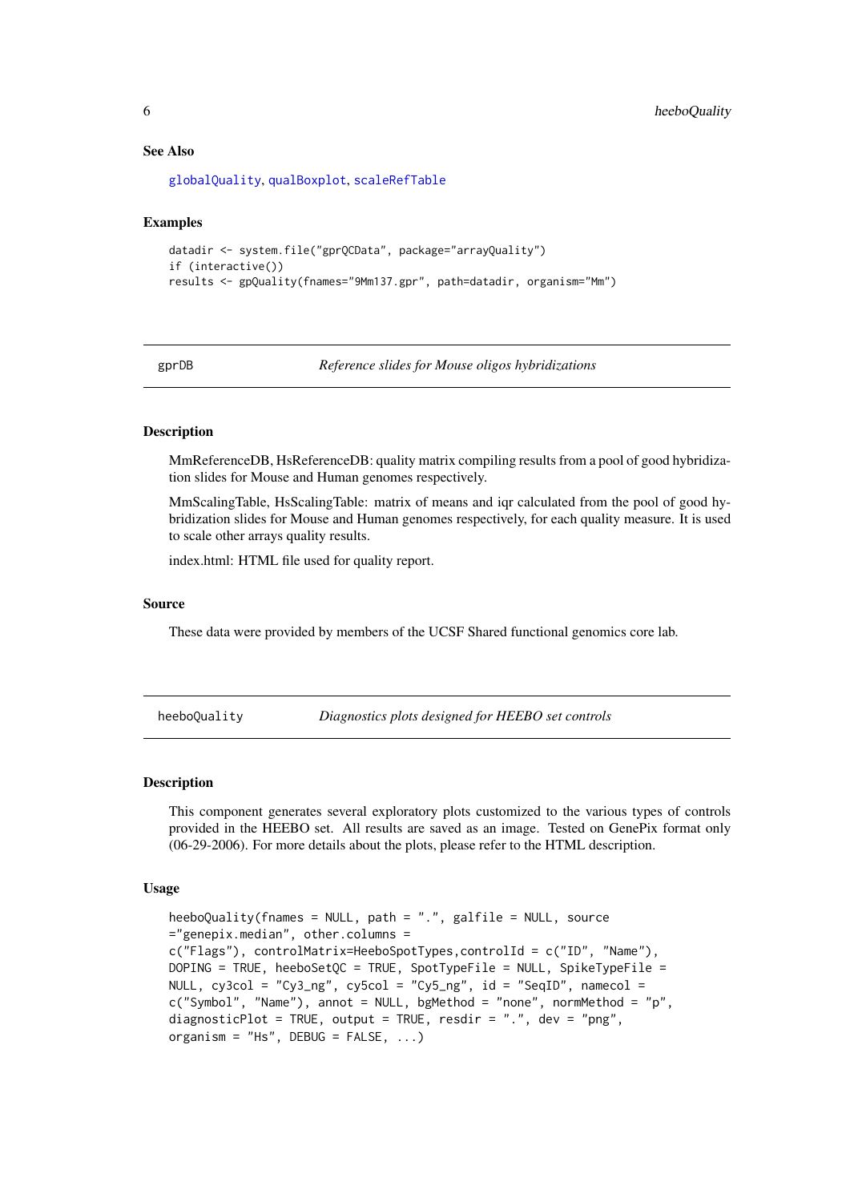### See Also

globalQuality, qualBoxplot, scaleRefTable

### Examples

```
datadir <- system.file("gprQCData", package="arrayQuality")
if (interactive())
results <- gpQuality(fnames="9Mm137.gpr", path=datadir, organism="Mm")
```

---

## gprDB — *Reference slides for Mouse oligos hybridizations*

### Description

MmReferenceDB, HsReferenceDB: quality matrix compiling results from a pool of good hybridization slides for Mouse and Human genomes respectively.

MmScalingTable, HsScalingTable: matrix of means and iqr calculated from the pool of good hybridization slides for Mouse and Human genomes respectively, for each quality measure. It is used to scale other arrays quality results.

index.html: HTML file used for quality report.

### Source

These data were provided by members of the UCSF Shared functional genomics core lab.

---

## heeboQuality — *Diagnostics plots designed for HEEBO set controls*

### Description

This component generates several exploratory plots customized to the various types of controls provided in the HEEBO set. All results are saved as an image. Tested on GenePix format only (06-29-2006). For more details about the plots, please refer to the HTML description.

### Usage

```
heeboQuality(fnames = NULL, path = ".", galfile = NULL, source
="genepix.median", other.columns =
c("Flags"), controlMatrix=HeeboSpotTypes,controlId = c("ID", "Name"),
DOPING = TRUE, heeboSetQC = TRUE, SpotTypeFile = NULL, SpikeTypeFile =
NULL, cy3col = "Cy3_ng", cy5col = "Cy5_ng", id = "SeqID", namecol =
c("Symbol", "Name"), annot = NULL, bgMethod = "none", normMethod = "p",
diagnosticPlot = TRUE, output = TRUE, resdir = ".", dev = "png",
organism = "Hs", DEBUG = FALSE, ...)
```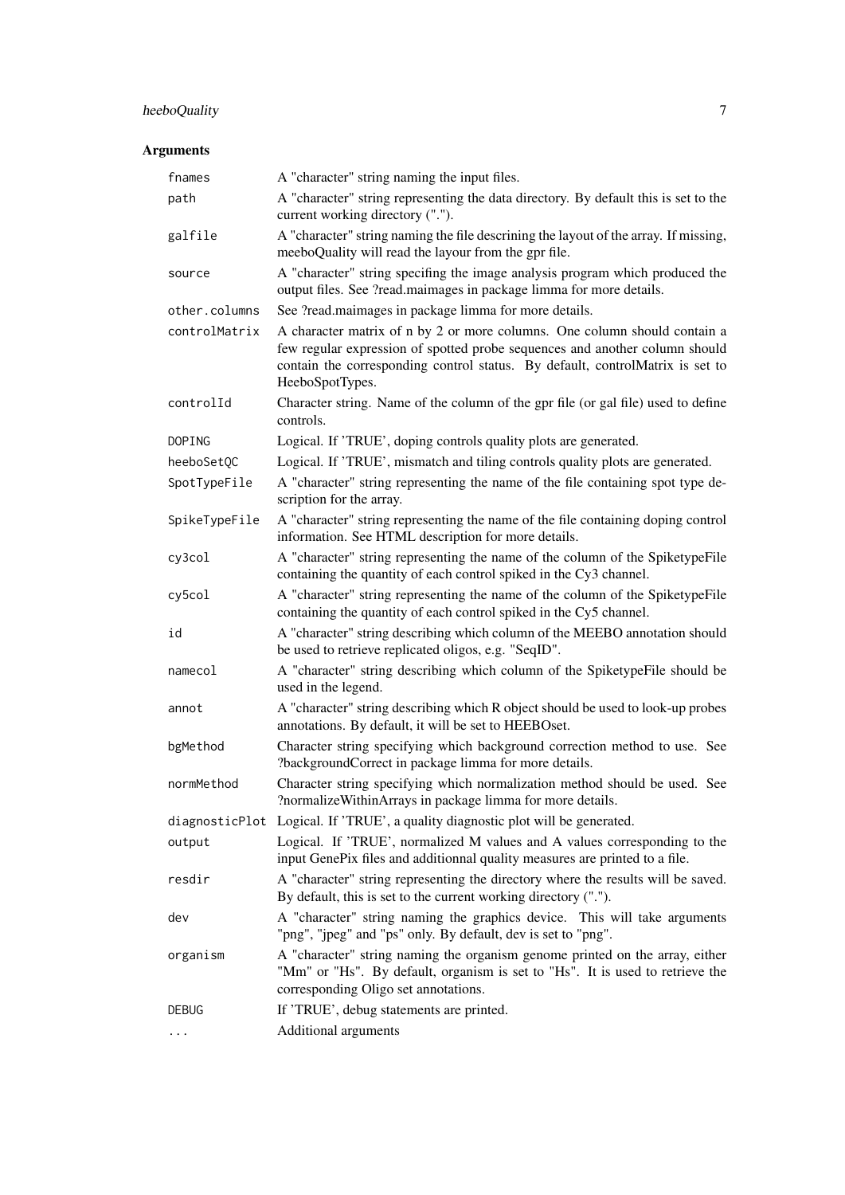## Arguments

| Argument | Description |
| --- | --- |
| `fnames` | A "character" string naming the input files. |
| `path` | A "character" string representing the data directory. By default this is set to the current working directory ("."). |
| `galfile` | A "character" string naming the file descrining the layout of the array. If missing, meeboQuality will read the layour from the gpr file. |
| `source` | A "character" string specifing the image analysis program which produced the output files. See ?read.maimages in package limma for more details. |
| `other.columns` | See ?read.maimages in package limma for more details. |
| `controlMatrix` | A character matrix of n by 2 or more columns. One column should contain a few regular expression of spotted probe sequences and another column should contain the corresponding control status. By default, controlMatrix is set to HeeboSpotTypes. |
| `controlId` | Character string. Name of the column of the gpr file (or gal file) used to define controls. |
| `DOPING` | Logical. If 'TRUE', doping controls quality plots are generated. |
| `heeboSetQC` | Logical. If 'TRUE', mismatch and tiling controls quality plots are generated. |
| `SpotTypeFile` | A "character" string representing the name of the file containing spot type description for the array. |
| `SpikeTypeFile` | A "character" string representing the name of the file containing doping control information. See HTML description for more details. |
| `cy3col` | A "character" string representing the name of the column of the SpiketypeFile containing the quantity of each control spiked in the Cy3 channel. |
| `cy5col` | A "character" string representing the name of the column of the SpiketypeFile containing the quantity of each control spiked in the Cy5 channel. |
| `id` | A "character" string describing which column of the MEEBO annotation should be used to retrieve replicated oligos, e.g. "SeqID". |
| `namecol` | A "character" string describing which column of the SpiketypeFile should be used in the legend. |
| `annot` | A "character" string describing which R object should be used to look-up probes annotations. By default, it will be set to HEEBOset. |
| `bgMethod` | Character string specifying which background correction method to use. See ?backgroundCorrect in package limma for more details. |
| `normMethod` | Character string specifying which normalization method should be used. See ?normalizeWithinArrays in package limma for more details. |
| `diagnosticPlot` | Logical. If 'TRUE', a quality diagnostic plot will be generated. |
| `output` | Logical. If 'TRUE', normalized M values and A values corresponding to the input GenePix files and additionnal quality measures are printed to a file. |
| `resdir` | A "character" string representing the directory where the results will be saved. By default, this is set to the current working directory ("."). |
| `dev` | A "character" string naming the graphics device. This will take arguments "png", "jpeg" and "ps" only. By default, dev is set to "png". |
| `organism` | A "character" string naming the organism genome printed on the array, either "Mm" or "Hs". By default, organism is set to "Hs". It is used to retrieve the corresponding Oligo set annotations. |
| `DEBUG` | If 'TRUE', debug statements are printed. |
| `...` | Additional arguments |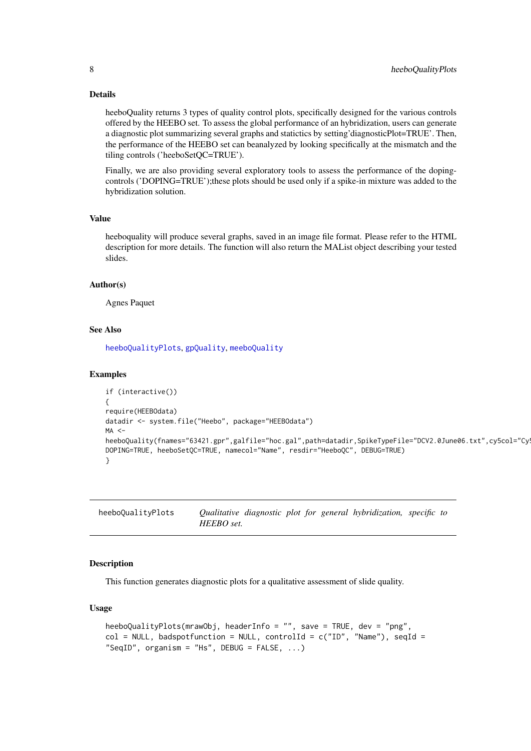### Details

heeboQuality returns 3 types of quality control plots, specifically designed for the various controls offered by the HEEBO set. To assess the global performance of an hybridization, users can generate a diagnostic plot summarizing several graphs and statictics by setting'diagnosticPlot=TRUE'. Then, the performance of the HEEBO set can beanalyzed by looking specifically at the mismatch and the tiling controls ('heeboSetQC=TRUE').

Finally, we are also providing several exploratory tools to assess the performance of the doping-controls ('DOPING=TRUE');these plots should be used only if a spike-in mixture was added to the hybridization solution.

### Value

heeboquality will produce several graphs, saved in an image file format. Please refer to the HTML description for more details. The function will also return the MAList object describing your tested slides.

### Author(s)

Agnes Paquet

### See Also

heeboQualityPlots, gpQuality, meeboQuality

### Examples

```
if (interactive())
{
require(HEEBOdata)
datadir <- system.file("Heebo", package="HEEBOdata")
MA <-
heeboQuality(fnames="63421.gpr",galfile="hoc.gal",path=datadir,SpikeTypeFile="DCV2.0June06.txt",cy5col="Cy5
DOPING=TRUE, heeboSetQC=TRUE, namecol="Name", resdir="HeeboQC", DEBUG=TRUE)
}
```

---

## heeboQualityPlots    *Qualitative diagnostic plot for general hybridization, specific to HEEBO set.*

### Description

This function generates diagnostic plots for a qualitative assessment of slide quality.

### Usage

```
heeboQualityPlots(mrawObj, headerInfo = "", save = TRUE, dev = "png",
col = NULL, badspotfunction = NULL, controlId = c("ID", "Name"), seqId =
"SeqID", organism = "Hs", DEBUG = FALSE, ...)
```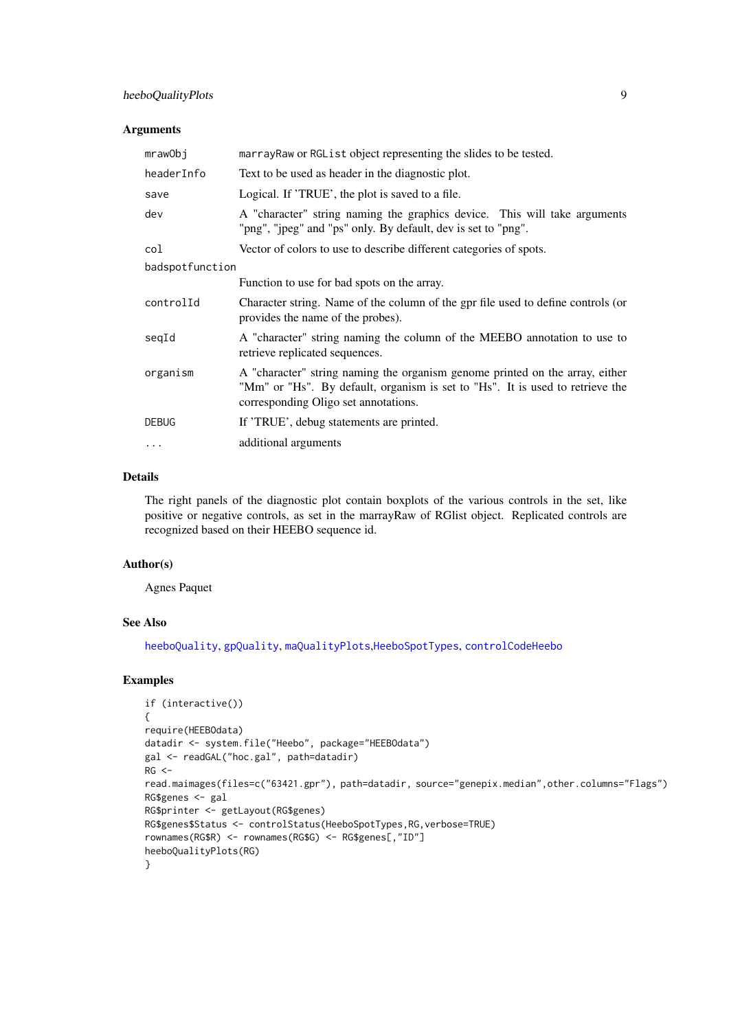### Arguments

| | |
|---|---|
| `mrawObj` | `marrayRaw` or `RGList` object representing the slides to be tested. |
| `headerInfo` | Text to be used as header in the diagnostic plot. |
| `save` | Logical. If 'TRUE', the plot is saved to a file. |
| `dev` | A "character" string naming the graphics device. This will take arguments "png", "jpeg" and "ps" only. By default, dev is set to "png". |
| `col` | Vector of colors to use to describe different categories of spots. |
| `badspotfunction` | Function to use for bad spots on the array. |
| `controlId` | Character string. Name of the column of the gpr file used to define controls (or provides the name of the probes). |
| `seqId` | A "character" string naming the column of the MEEBO annotation to use to retrieve replicated sequences. |
| `organism` | A "character" string naming the organism genome printed on the array, either "Mm" or "Hs". By default, organism is set to "Hs". It is used to retrieve the corresponding Oligo set annotations. |
| `DEBUG` | If 'TRUE', debug statements are printed. |
| `...` | additional arguments |

### Details

The right panels of the diagnostic plot contain boxplots of the various controls in the set, like positive or negative controls, as set in the marrayRaw of RGlist object. Replicated controls are recognized based on their HEEBO sequence id.

### Author(s)

Agnes Paquet

### See Also

`heeboQuality`, `gpQuality`, `maQualityPlots`,`HeeboSpotTypes`, `controlCodeHeebo`

### Examples

```
if (interactive())
{
require(HEEBOdata)
datadir <- system.file("Heebo", package="HEEBOdata")
gal <- readGAL("hoc.gal", path=datadir)
RG <-
read.maimages(files=c("63421.gpr"), path=datadir, source="genepix.median",other.columns="Flags")
RG$genes <- gal
RG$printer <- getLayout(RG$genes)
RG$genes$Status <- controlStatus(HeeboSpotTypes,RG,verbose=TRUE)
rownames(RG$R) <- rownames(RG$G) <- RG$genes[,"ID"]
heeboQualityPlots(RG)
}
```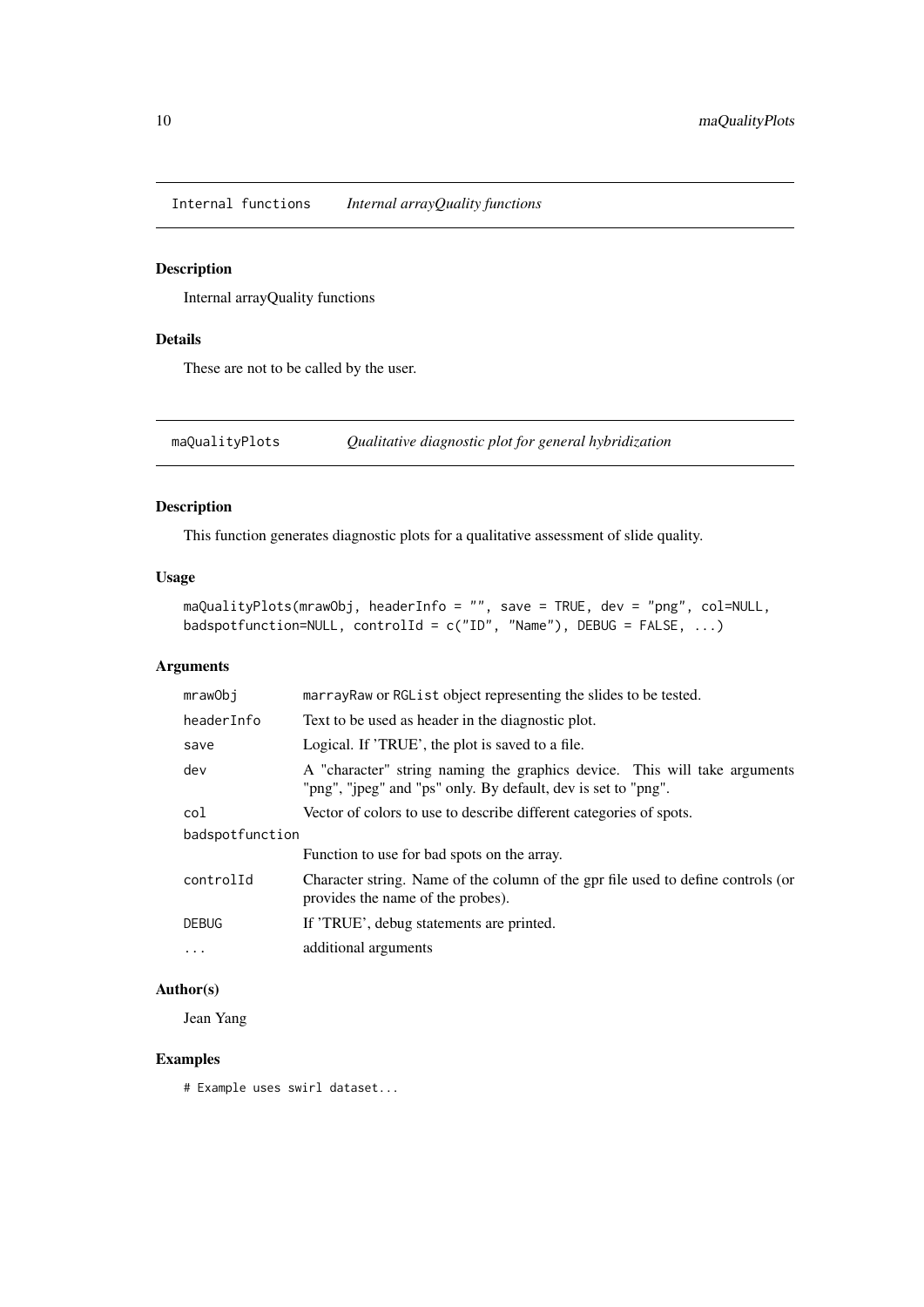## Internal functions — *Internal arrayQuality functions*

### Description

Internal arrayQuality functions

### Details

These are not to be called by the user.

## maQualityPlots — *Qualitative diagnostic plot for general hybridization*

### Description

This function generates diagnostic plots for a qualitative assessment of slide quality.

### Usage

```
maQualityPlots(mrawObj, headerInfo = "", save = TRUE, dev = "png", col=NULL,
badspotfunction=NULL, controlId = c("ID", "Name"), DEBUG = FALSE, ...)
```

### Arguments

| | |
|---|---|
| `mrawObj` | `marrayRaw` or `RGList` object representing the slides to be tested. |
| `headerInfo` | Text to be used as header in the diagnostic plot. |
| `save` | Logical. If 'TRUE', the plot is saved to a file. |
| `dev` | A "character" string naming the graphics device. This will take arguments "png", "jpeg" and "ps" only. By default, dev is set to "png". |
| `col` | Vector of colors to use to describe different categories of spots. |
| `badspotfunction` | Function to use for bad spots on the array. |
| `controlId` | Character string. Name of the column of the gpr file used to define controls (or provides the name of the probes). |
| `DEBUG` | If 'TRUE', debug statements are printed. |
| `...` | additional arguments |

### Author(s)

Jean Yang

### Examples

```
# Example uses swirl dataset...
```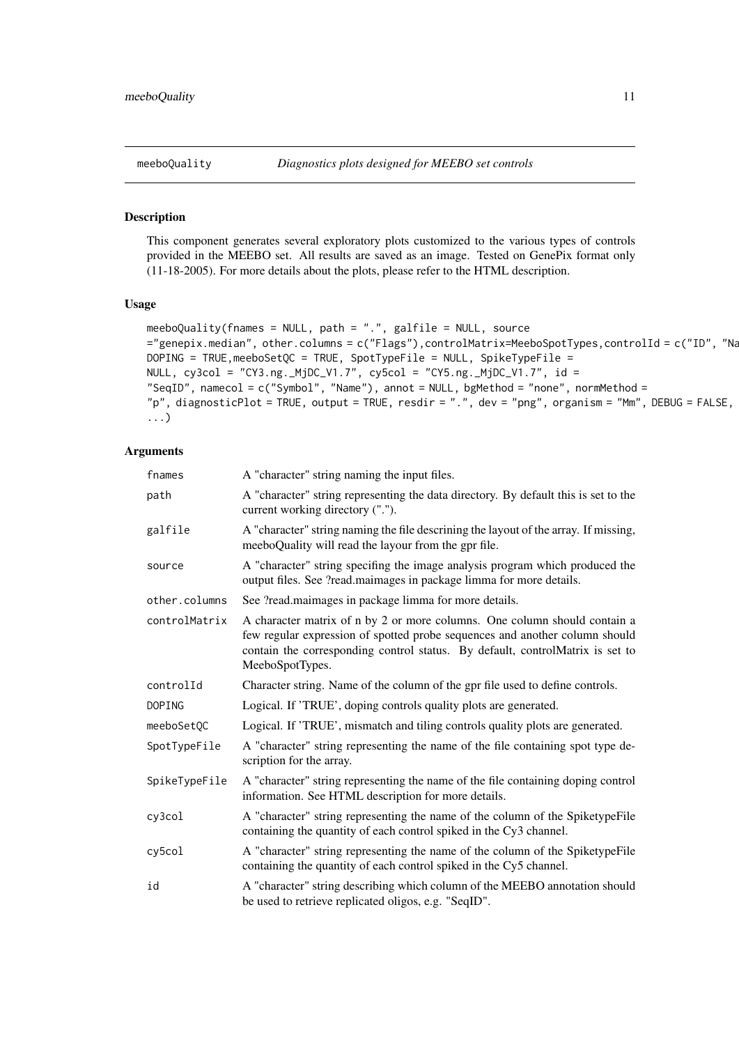meeboQuality *Diagnostics plots designed for MEEBO set controls*

## Description

This component generates several exploratory plots customized to the various types of controls provided in the MEEBO set. All results are saved as an image. Tested on GenePix format only (11-18-2005). For more details about the plots, please refer to the HTML description.

## Usage

```
meeboQuality(fnames = NULL, path = ".", galfile = NULL, source
="genepix.median", other.columns = c("Flags"),controlMatrix=MeeboSpotTypes,controlId = c("ID", "Na
DOPING = TRUE,meeboSetQC = TRUE, SpotTypeFile = NULL, SpikeTypeFile =
NULL, cy3col = "CY3.ng._MjDC_V1.7", cy5col = "CY5.ng._MjDC_V1.7", id =
"SeqID", namecol = c("Symbol", "Name"), annot = NULL, bgMethod = "none", normMethod =
"p", diagnosticPlot = TRUE, output = TRUE, resdir = ".", dev = "png", organism = "Mm", DEBUG = FALSE,
...)
```

## Arguments

| | |
|---|---|
| fnames | A "character" string naming the input files. |
| path | A "character" string representing the data directory. By default this is set to the current working directory ("."). |
| galfile | A "character" string naming the file descrining the layout of the array. If missing, meeboQuality will read the layour from the gpr file. |
| source | A "character" string specifing the image analysis program which produced the output files. See ?read.maimages in package limma for more details. |
| other.columns | See ?read.maimages in package limma for more details. |
| controlMatrix | A character matrix of n by 2 or more columns. One column should contain a few regular expression of spotted probe sequences and another column should contain the corresponding control status. By default, controlMatrix is set to MeeboSpotTypes. |
| controlId | Character string. Name of the column of the gpr file used to define controls. |
| DOPING | Logical. If 'TRUE', doping controls quality plots are generated. |
| meeboSetQC | Logical. If 'TRUE', mismatch and tiling controls quality plots are generated. |
| SpotTypeFile | A "character" string representing the name of the file containing spot type description for the array. |
| SpikeTypeFile | A "character" string representing the name of the file containing doping control information. See HTML description for more details. |
| cy3col | A "character" string representing the name of the column of the SpiketypeFile containing the quantity of each control spiked in the Cy3 channel. |
| cy5col | A "character" string representing the name of the column of the SpiketypeFile containing the quantity of each control spiked in the Cy5 channel. |
| id | A "character" string describing which column of the MEEBO annotation should be used to retrieve replicated oligos, e.g. "SeqID". |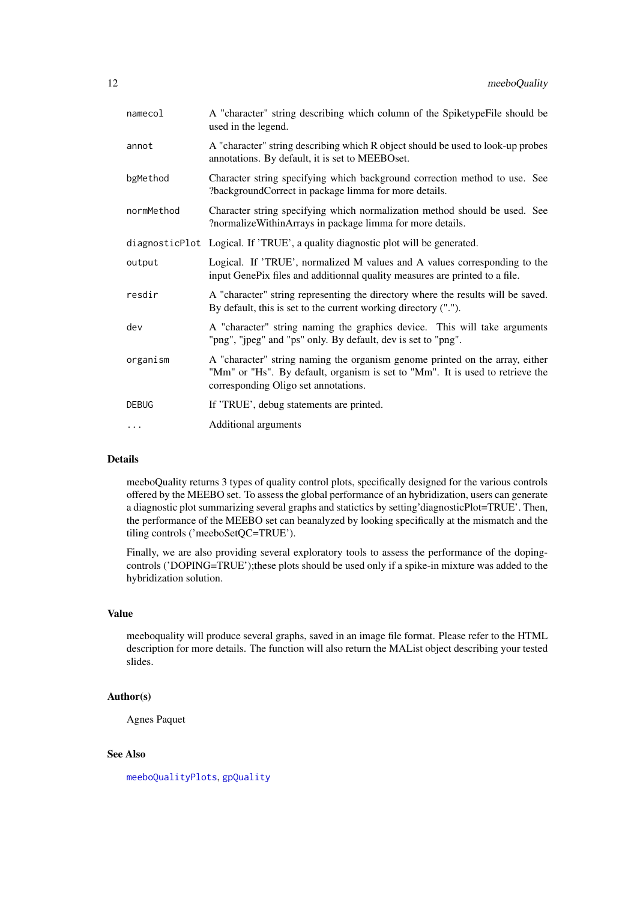| | |
|---|---|
| `namecol` | A "character" string describing which column of the SpiketypeFile should be used in the legend. |
| `annot` | A "character" string describing which R object should be used to look-up probes annotations. By default, it is set to MEEBOset. |
| `bgMethod` | Character string specifying which background correction method to use. See ?backgroundCorrect in package limma for more details. |
| `normMethod` | Character string specifying which normalization method should be used. See ?normalizeWithinArrays in package limma for more details. |
| `diagnosticPlot` | Logical. If 'TRUE', a quality diagnostic plot will be generated. |
| `output` | Logical. If 'TRUE', normalized M values and A values corresponding to the input GenePix files and additionnal quality measures are printed to a file. |
| `resdir` | A "character" string representing the directory where the results will be saved. By default, this is set to the current working directory ("."). |
| `dev` | A "character" string naming the graphics device. This will take arguments "png", "jpeg" and "ps" only. By default, dev is set to "png". |
| `organism` | A "character" string naming the organism genome printed on the array, either "Mm" or "Hs". By default, organism is set to "Mm". It is used to retrieve the corresponding Oligo set annotations. |
| `DEBUG` | If 'TRUE', debug statements are printed. |
| `...` | Additional arguments |

## Details

meeboQuality returns 3 types of quality control plots, specifically designed for the various controls offered by the MEEBO set. To assess the global performance of an hybridization, users can generate a diagnostic plot summarizing several graphs and statictics by setting'diagnosticPlot=TRUE'. Then, the performance of the MEEBO set can beanalyzed by looking specifically at the mismatch and the tiling controls ('meeboSetQC=TRUE').

Finally, we are also providing several exploratory tools to assess the performance of the doping-controls ('DOPING=TRUE');these plots should be used only if a spike-in mixture was added to the hybridization solution.

## Value

meeboquality will produce several graphs, saved in an image file format. Please refer to the HTML description for more details. The function will also return the MAList object describing your tested slides.

## Author(s)

Agnes Paquet

## See Also

`meeboQualityPlots`, `gpQuality`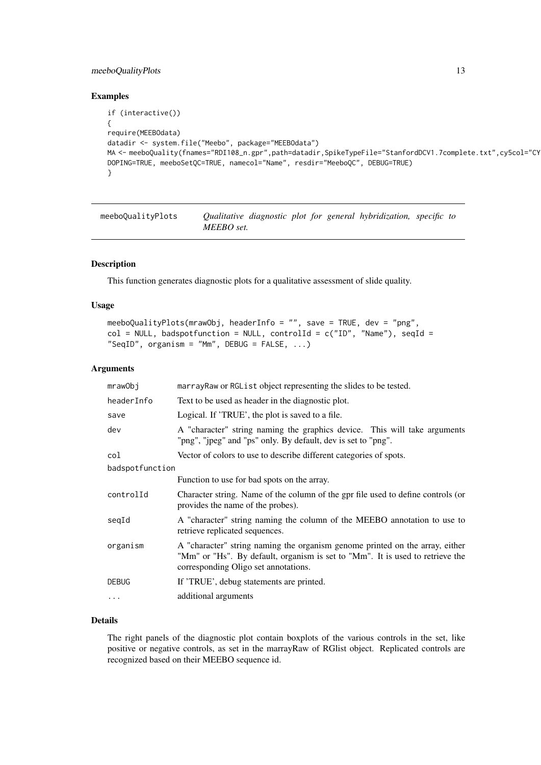### Examples

```
if (interactive())
{
require(MEEBOdata)
datadir <- system.file("Meebo", package="MEEBOdata")
MA <- meeboQuality(fnames="RDI108_n.gpr",path=datadir,SpikeTypeFile="StanfordDCV1.7complete.txt",cy5col="CY
DOPING=TRUE, meeboSetQC=TRUE, namecol="Name", resdir="MeeboQC", DEBUG=TRUE)
}
```

## meeboQualityPlots *Qualitative diagnostic plot for general hybridization, specific to MEEBO set.*

### Description

This function generates diagnostic plots for a qualitative assessment of slide quality.

### Usage

```
meeboQualityPlots(mrawObj, headerInfo = "", save = TRUE, dev = "png",
col = NULL, badspotfunction = NULL, controlId = c("ID", "Name"), seqId =
"SeqID", organism = "Mm", DEBUG = FALSE, ...)
```

### Arguments

| | |
|---|---|
| mrawObj | marrayRaw or RGList object representing the slides to be tested. |
| headerInfo | Text to be used as header in the diagnostic plot. |
| save | Logical. If 'TRUE', the plot is saved to a file. |
| dev | A "character" string naming the graphics device. This will take arguments "png", "jpeg" and "ps" only. By default, dev is set to "png". |
| col | Vector of colors to use to describe different categories of spots. |
| badspotfunction | Function to use for bad spots on the array. |
| controlId | Character string. Name of the column of the gpr file used to define controls (or provides the name of the probes). |
| seqId | A "character" string naming the column of the MEEBO annotation to use to retrieve replicated sequences. |
| organism | A "character" string naming the organism genome printed on the array, either "Mm" or "Hs". By default, organism is set to "Mm". It is used to retrieve the corresponding Oligo set annotations. |
| DEBUG | If 'TRUE', debug statements are printed. |
| ... | additional arguments |

### Details

The right panels of the diagnostic plot contain boxplots of the various controls in the set, like positive or negative controls, as set in the marrayRaw of RGlist object. Replicated controls are recognized based on their MEEBO sequence id.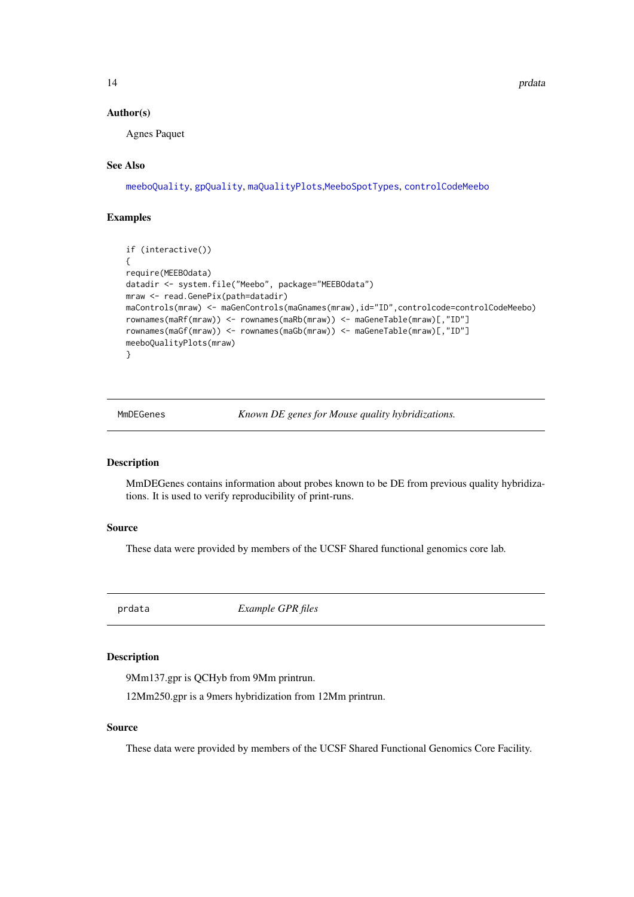### Author(s)

Agnes Paquet

### See Also

meeboQuality, gpQuality, maQualityPlots, MeeboSpotTypes, controlCodeMeebo

### Examples

```
if (interactive())
{
require(MEEBOdata)
datadir <- system.file("Meebo", package="MEEBOdata")
mraw <- read.GenePix(path=datadir)
maControls(mraw) <- maGenControls(maGnames(mraw),id="ID",controlcode=controlCodeMeebo)
rownames(maRf(mraw)) <- rownames(maRb(mraw)) <- maGeneTable(mraw)[,"ID"]
rownames(maGf(mraw)) <- rownames(maGb(mraw)) <- maGeneTable(mraw)[,"ID"]
meeboQualityPlots(mraw)
}
```

---

## MmDEGenes — *Known DE genes for Mouse quality hybridizations.*

### Description

MmDEGenes contains information about probes known to be DE from previous quality hybridizations. It is used to verify reproducibility of print-runs.

### Source

These data were provided by members of the UCSF Shared functional genomics core lab.

---

## prdata — *Example GPR files*

### Description

9Mm137.gpr is QCHyb from 9Mm printrun.

12Mm250.gpr is a 9mers hybridization from 12Mm printrun.

### Source

These data were provided by members of the UCSF Shared Functional Genomics Core Facility.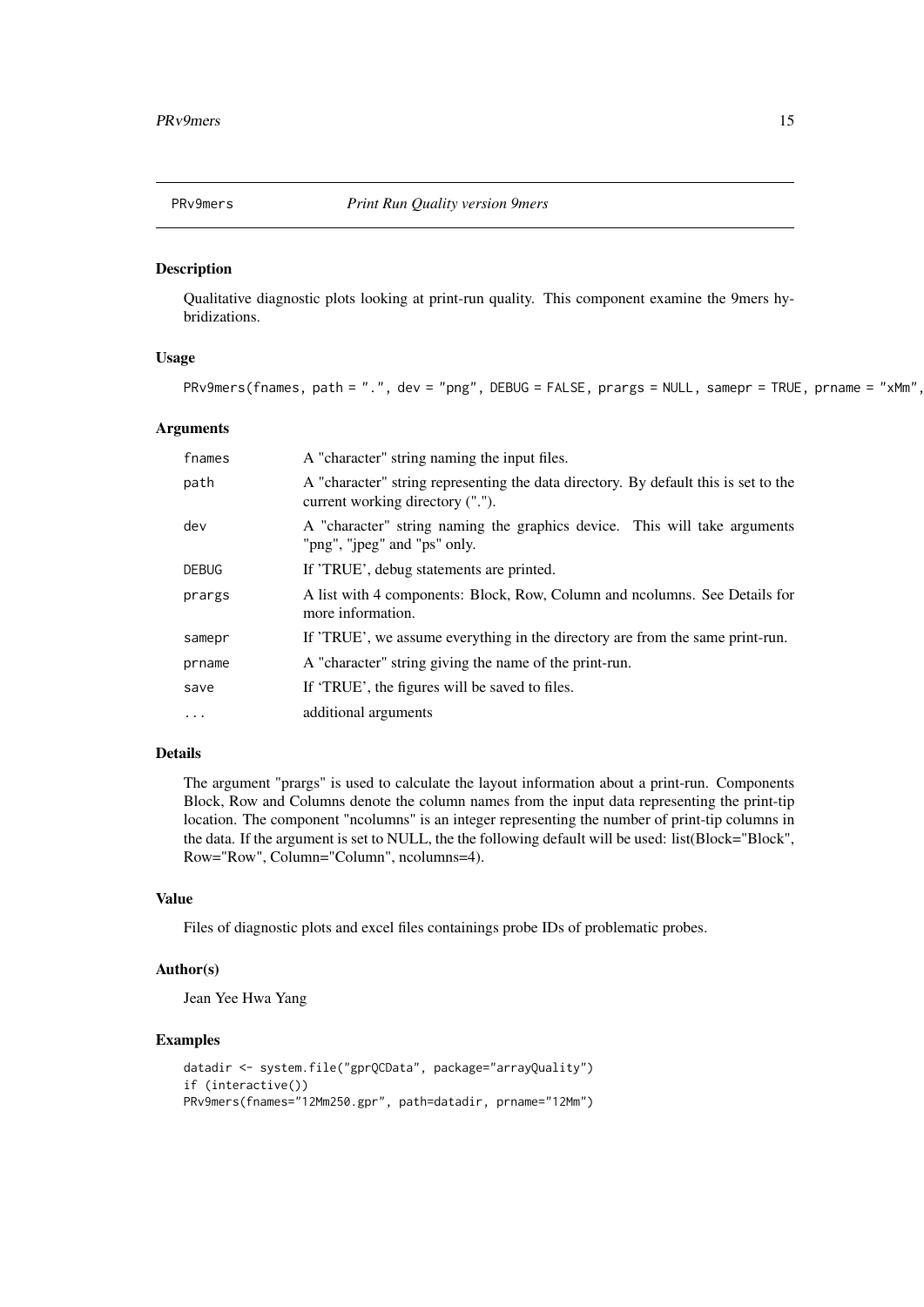PRv9mers *Print Run Quality version 9mers*

## Description

Qualitative diagnostic plots looking at print-run quality. This component examine the 9mers hybridizations.

## Usage

```
PRv9mers(fnames, path = ".", dev = "png", DEBUG = FALSE, prargs = NULL, samepr = TRUE, prname = "xMm",
```

## Arguments

| | |
|---|---|
| fnames | A "character" string naming the input files. |
| path | A "character" string representing the data directory. By default this is set to the current working directory ("."). |
| dev | A "character" string naming the graphics device. This will take arguments "png", "jpeg" and "ps" only. |
| DEBUG | If 'TRUE', debug statements are printed. |
| prargs | A list with 4 components: Block, Row, Column and ncolumns. See Details for more information. |
| samepr | If 'TRUE', we assume everything in the directory are from the same print-run. |
| prname | A "character" string giving the name of the print-run. |
| save | If 'TRUE', the figures will be saved to files. |
| ... | additional arguments |

## Details

The argument "prargs" is used to calculate the layout information about a print-run. Components Block, Row and Columns denote the column names from the input data representing the print-tip location. The component "ncolumns" is an integer representing the number of print-tip columns in the data. If the argument is set to NULL, the the following default will be used: list(Block="Block", Row="Row", Column="Column", ncolumns=4).

## Value

Files of diagnostic plots and excel files containings probe IDs of problematic probes.

## Author(s)

Jean Yee Hwa Yang

## Examples

```
datadir <- system.file("gprQCData", package="arrayQuality")
if (interactive())
PRv9mers(fnames="12Mm250.gpr", path=datadir, prname="12Mm")
```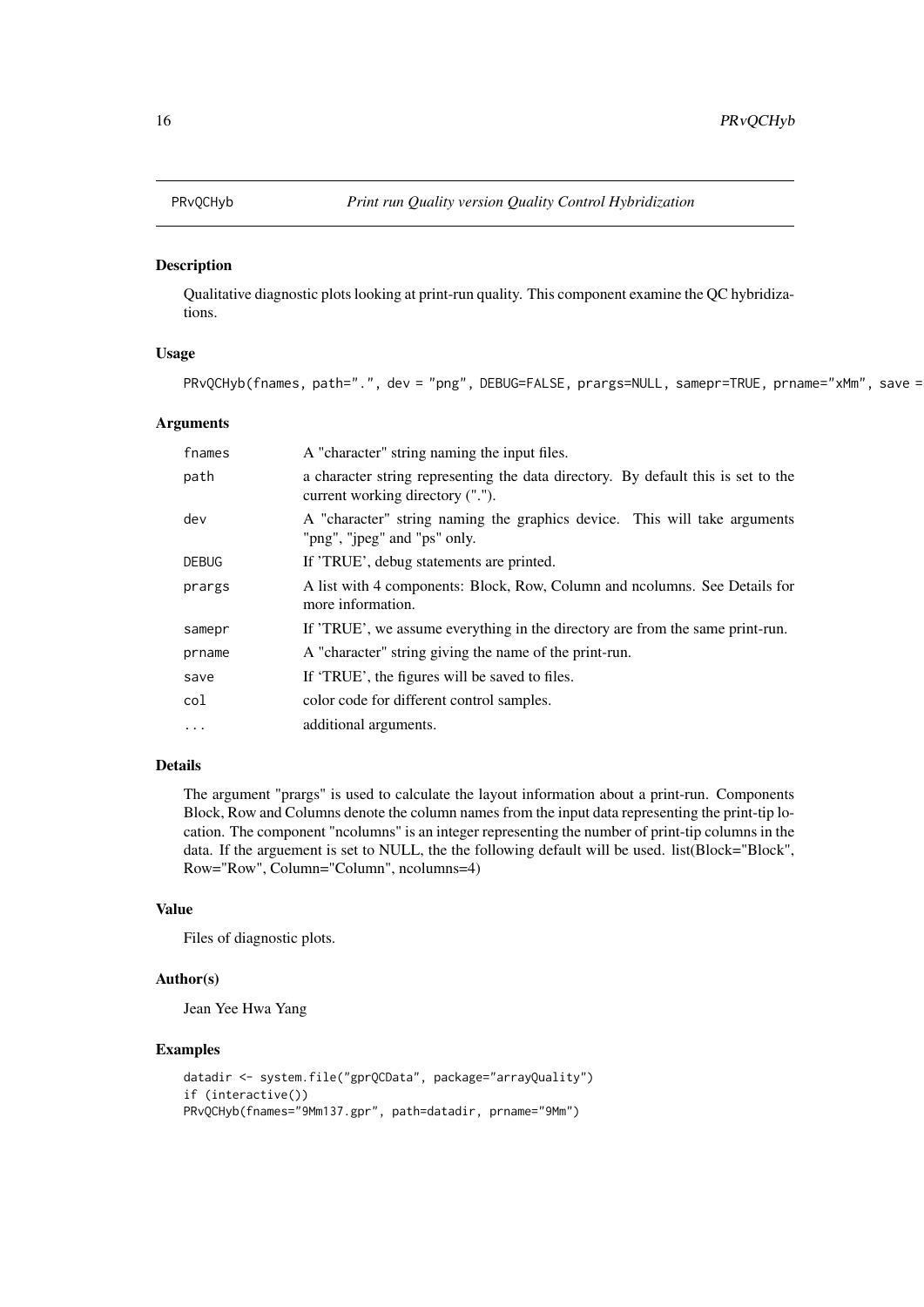PRvQCHyb — *Print run Quality version Quality Control Hybridization*

## Description

Qualitative diagnostic plots looking at print-run quality. This component examine the QC hybridizations.

## Usage

```
PRvQCHyb(fnames, path=".", dev = "png", DEBUG=FALSE, prargs=NULL, samepr=TRUE, prname="xMm", save =
```

## Arguments

| | |
|---|---|
| fnames | A "character" string naming the input files. |
| path | a character string representing the data directory. By default this is set to the current working directory ("."). |
| dev | A "character" string naming the graphics device. This will take arguments "png", "jpeg" and "ps" only. |
| DEBUG | If 'TRUE', debug statements are printed. |
| prargs | A list with 4 components: Block, Row, Column and ncolumns. See Details for more information. |
| samepr | If 'TRUE', we assume everything in the directory are from the same print-run. |
| prname | A "character" string giving the name of the print-run. |
| save | If 'TRUE', the figures will be saved to files. |
| col | color code for different control samples. |
| ... | additional arguments. |

## Details

The argument "prargs" is used to calculate the layout information about a print-run. Components Block, Row and Columns denote the column names from the input data representing the print-tip location. The component "ncolumns" is an integer representing the number of print-tip columns in the data. If the arguement is set to NULL, the the following default will be used. list(Block="Block", Row="Row", Column="Column", ncolumns=4)

## Value

Files of diagnostic plots.

## Author(s)

Jean Yee Hwa Yang

## Examples

```
datadir <- system.file("gprQCData", package="arrayQuality")
if (interactive())
PRvQCHyb(fnames="9Mm137.gpr", path=datadir, prname="9Mm")
```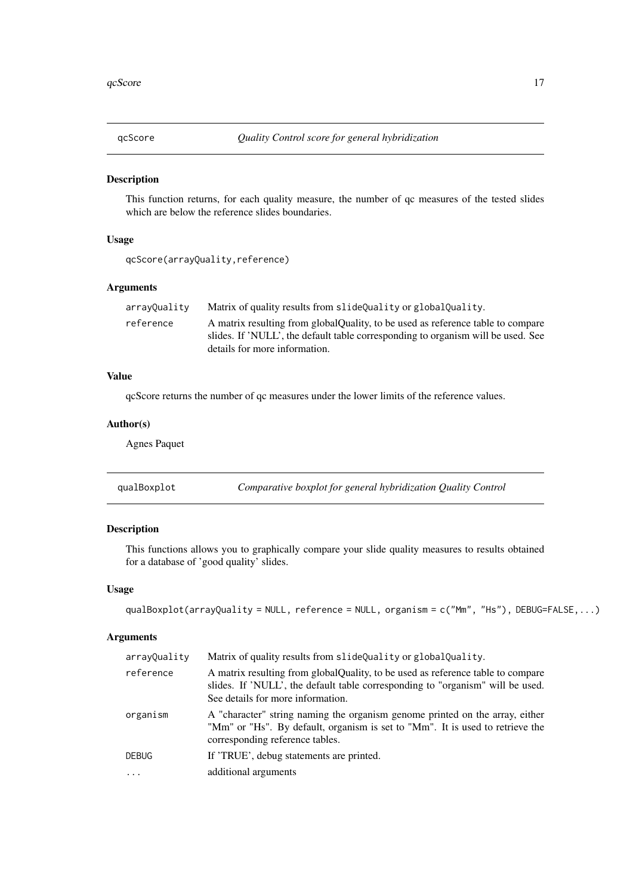## qcScore — *Quality Control score for general hybridization*

### Description

This function returns, for each quality measure, the number of qc measures of the tested slides which are below the reference slides boundaries.

### Usage

```
qcScore(arrayQuality,reference)
```

### Arguments

| | |
|---|---|
| `arrayQuality` | Matrix of quality results from `slideQuality` or `globalQuality`. |
| `reference` | A matrix resulting from globalQuality, to be used as reference table to compare slides. If 'NULL', the default table corresponding to organism will be used. See details for more information. |

### Value

qcScore returns the number of qc measures under the lower limits of the reference values.

### Author(s)

Agnes Paquet

## qualBoxplot — *Comparative boxplot for general hybridization Quality Control*

### Description

This functions allows you to graphically compare your slide quality measures to results obtained for a database of 'good quality' slides.

### Usage

```
qualBoxplot(arrayQuality = NULL, reference = NULL, organism = c("Mm", "Hs"), DEBUG=FALSE,...)
```

### Arguments

| | |
|---|---|
| `arrayQuality` | Matrix of quality results from `slideQuality` or `globalQuality`. |
| `reference` | A matrix resulting from globalQuality, to be used as reference table to compare slides. If 'NULL', the default table corresponding to "organism" will be used. See details for more information. |
| `organism` | A "character" string naming the organism genome printed on the array, either "Mm" or "Hs". By default, organism is set to "Mm". It is used to retrieve the corresponding reference tables. |
| `DEBUG` | If 'TRUE', debug statements are printed. |
| `...` | additional arguments |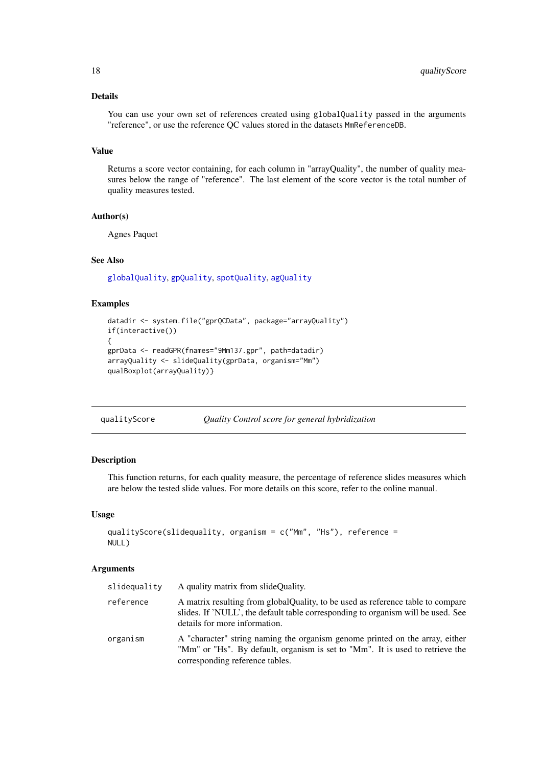### Details

You can use your own set of references created using `globalQuality` passed in the arguments "reference", or use the reference QC values stored in the datasets `MmReferenceDB`.

### Value

Returns a score vector containing, for each column in "arrayQuality", the number of quality measures below the range of "reference". The last element of the score vector is the total number of quality measures tested.

### Author(s)

Agnes Paquet

### See Also

`globalQuality`, `gpQuality`, `spotQuality`, `agQuality`

### Examples

```
datadir <- system.file("gprQCData", package="arrayQuality")
if(interactive())
{
gprData <- readGPR(fnames="9Mm137.gpr", path=datadir)
arrayQuality <- slideQuality(gprData, organism="Mm")
qualBoxplot(arrayQuality)}
```

---

## qualityScore — *Quality Control score for general hybridization*

### Description

This function returns, for each quality measure, the percentage of reference slides measures which are below the tested slide values. For more details on this score, refer to the online manual.

### Usage

```
qualityScore(slidequality, organism = c("Mm", "Hs"), reference =
NULL)
```

### Arguments

| | |
|---|---|
| `slidequality` | A quality matrix from slideQuality. |
| `reference` | A matrix resulting from globalQuality, to be used as reference table to compare slides. If 'NULL', the default table corresponding to organism will be used. See details for more information. |
| `organism` | A "character" string naming the organism genome printed on the array, either "Mm" or "Hs". By default, organism is set to "Mm". It is used to retrieve the corresponding reference tables. |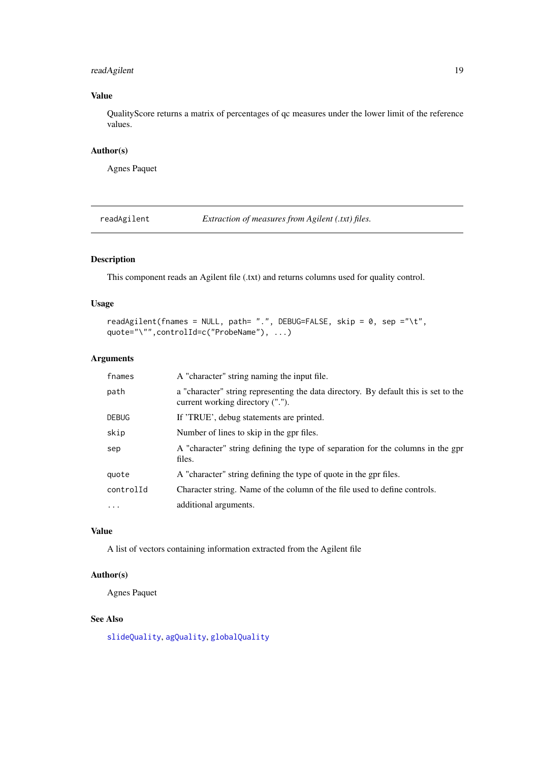### Value

QualityScore returns a matrix of percentages of qc measures under the lower limit of the reference values.

### Author(s)

Agnes Paquet

---

## readAgilent — *Extraction of measures from Agilent (.txt) files.*

---

### Description

This component reads an Agilent file (.txt) and returns columns used for quality control.

### Usage

```
readAgilent(fnames = NULL, path= ".", DEBUG=FALSE, skip = 0, sep ="\t",
quote="\"",controlId=c("ProbeName"), ...)
```

### Arguments

| | |
|---|---|
| `fnames` | A "character" string naming the input file. |
| `path` | a "character" string representing the data directory. By default this is set to the current working directory ("."). |
| `DEBUG` | If 'TRUE', debug statements are printed. |
| `skip` | Number of lines to skip in the gpr files. |
| `sep` | A "character" string defining the type of separation for the columns in the gpr files. |
| `quote` | A "character" string defining the type of quote in the gpr files. |
| `controlId` | Character string. Name of the column of the file used to define controls. |
| `...` | additional arguments. |

### Value

A list of vectors containing information extracted from the Agilent file

### Author(s)

Agnes Paquet

### See Also

`slideQuality`, `agQuality`, `globalQuality`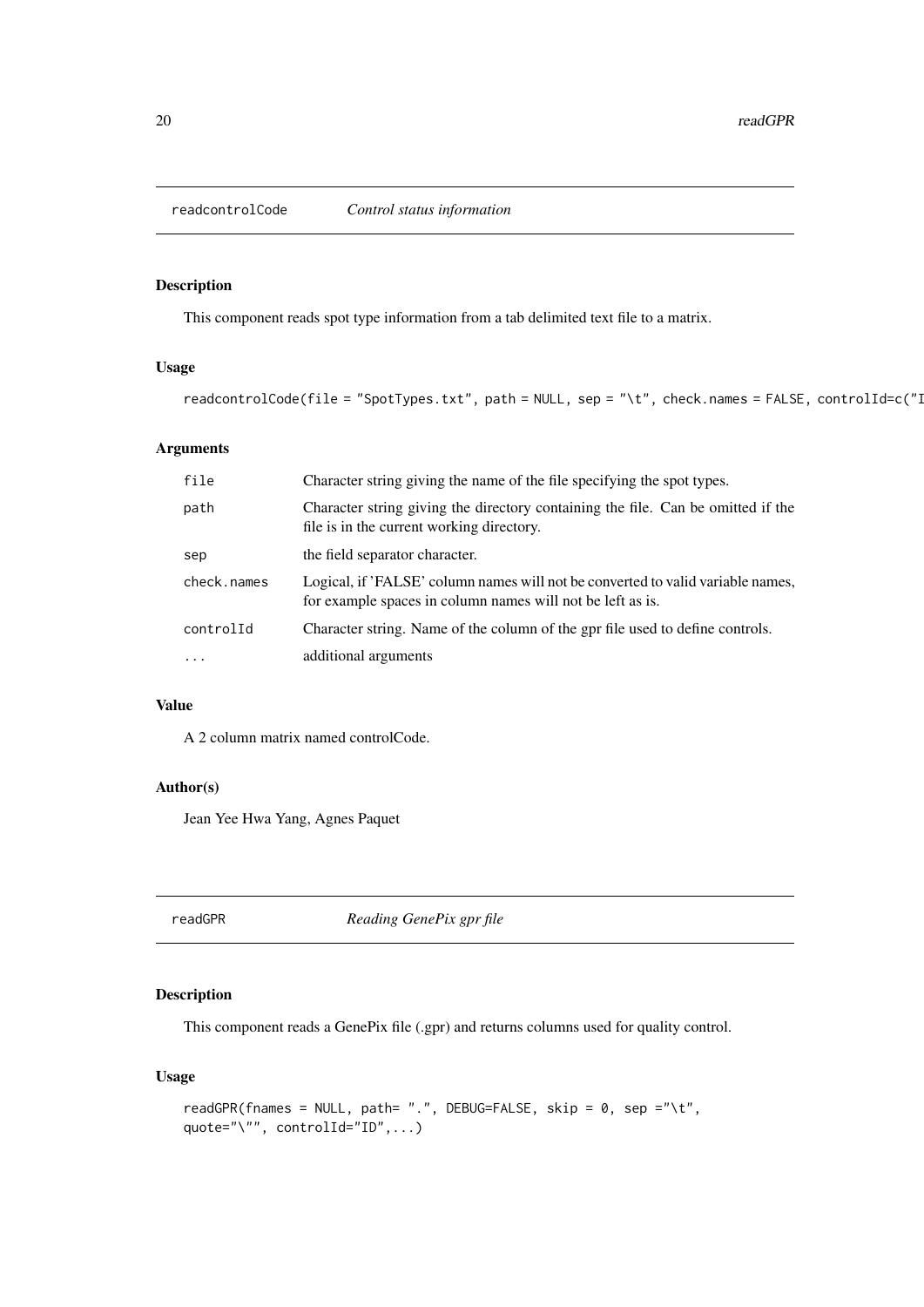readcontrolCode *Control status information*

### Description

This component reads spot type information from a tab delimited text file to a matrix.

### Usage

```
readcontrolCode(file = "SpotTypes.txt", path = NULL, sep = "\t", check.names = FALSE, controlId=c("I
```

### Arguments

| | |
|---|---|
| file | Character string giving the name of the file specifying the spot types. |
| path | Character string giving the directory containing the file. Can be omitted if the file is in the current working directory. |
| sep | the field separator character. |
| check.names | Logical, if 'FALSE' column names will not be converted to valid variable names, for example spaces in column names will not be left as is. |
| controlId | Character string. Name of the column of the gpr file used to define controls. |
| ... | additional arguments |

### Value

A 2 column matrix named controlCode.

### Author(s)

Jean Yee Hwa Yang, Agnes Paquet

---

readGPR *Reading GenePix gpr file*

### Description

This component reads a GenePix file (.gpr) and returns columns used for quality control.

### Usage

```
readGPR(fnames = NULL, path= ".", DEBUG=FALSE, skip = 0, sep ="\t",
quote="\"", controlId="ID",...)
```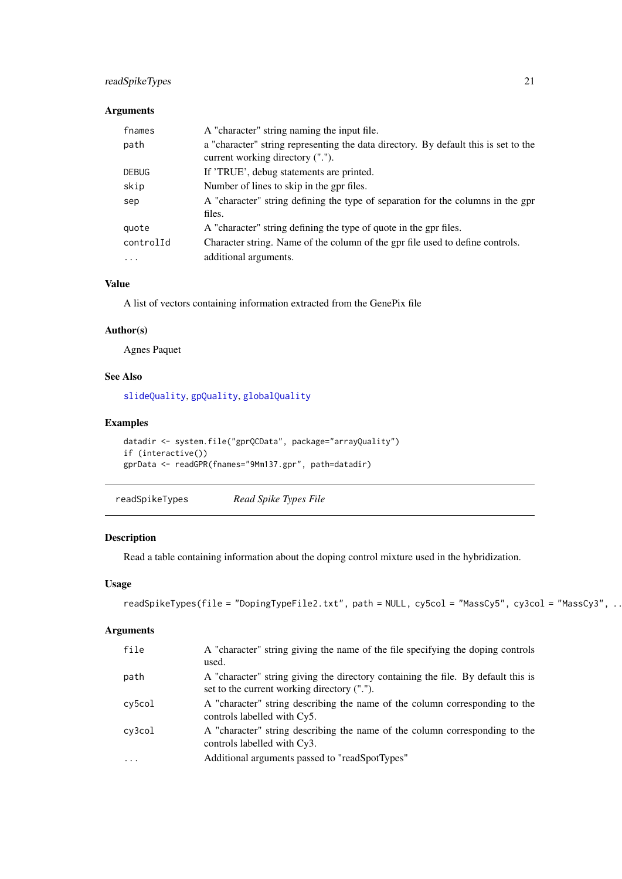### Arguments

| | |
|---|---|
| fnames | A "character" string naming the input file. |
| path | a "character" string representing the data directory. By default this is set to the current working directory ("."). |
| DEBUG | If 'TRUE', debug statements are printed. |
| skip | Number of lines to skip in the gpr files. |
| sep | A "character" string defining the type of separation for the columns in the gpr files. |
| quote | A "character" string defining the type of quote in the gpr files. |
| controlId | Character string. Name of the column of the gpr file used to define controls. |
| ... | additional arguments. |

### Value

A list of vectors containing information extracted from the GenePix file

### Author(s)

Agnes Paquet

### See Also

slideQuality, gpQuality, globalQuality

### Examples

```
datadir <- system.file("gprQCData", package="arrayQuality")
if (interactive())
gprData <- readGPR(fnames="9Mm137.gpr", path=datadir)
```

---

## readSpikeTypes — *Read Spike Types File*

---

### Description

Read a table containing information about the doping control mixture used in the hybridization.

### Usage

```
readSpikeTypes(file = "DopingTypeFile2.txt", path = NULL, cy5col = "MassCy5", cy3col = "MassCy3", ...
```

### Arguments

| | |
|---|---|
| file | A "character" string giving the name of the file specifying the doping controls used. |
| path | A "character" string giving the directory containing the file. By default this is set to the current working directory ("."). |
| cy5col | A "character" string describing the name of the column corresponding to the controls labelled with Cy5. |
| cy3col | A "character" string describing the name of the column corresponding to the controls labelled with Cy3. |
| ... | Additional arguments passed to "readSpotTypes" |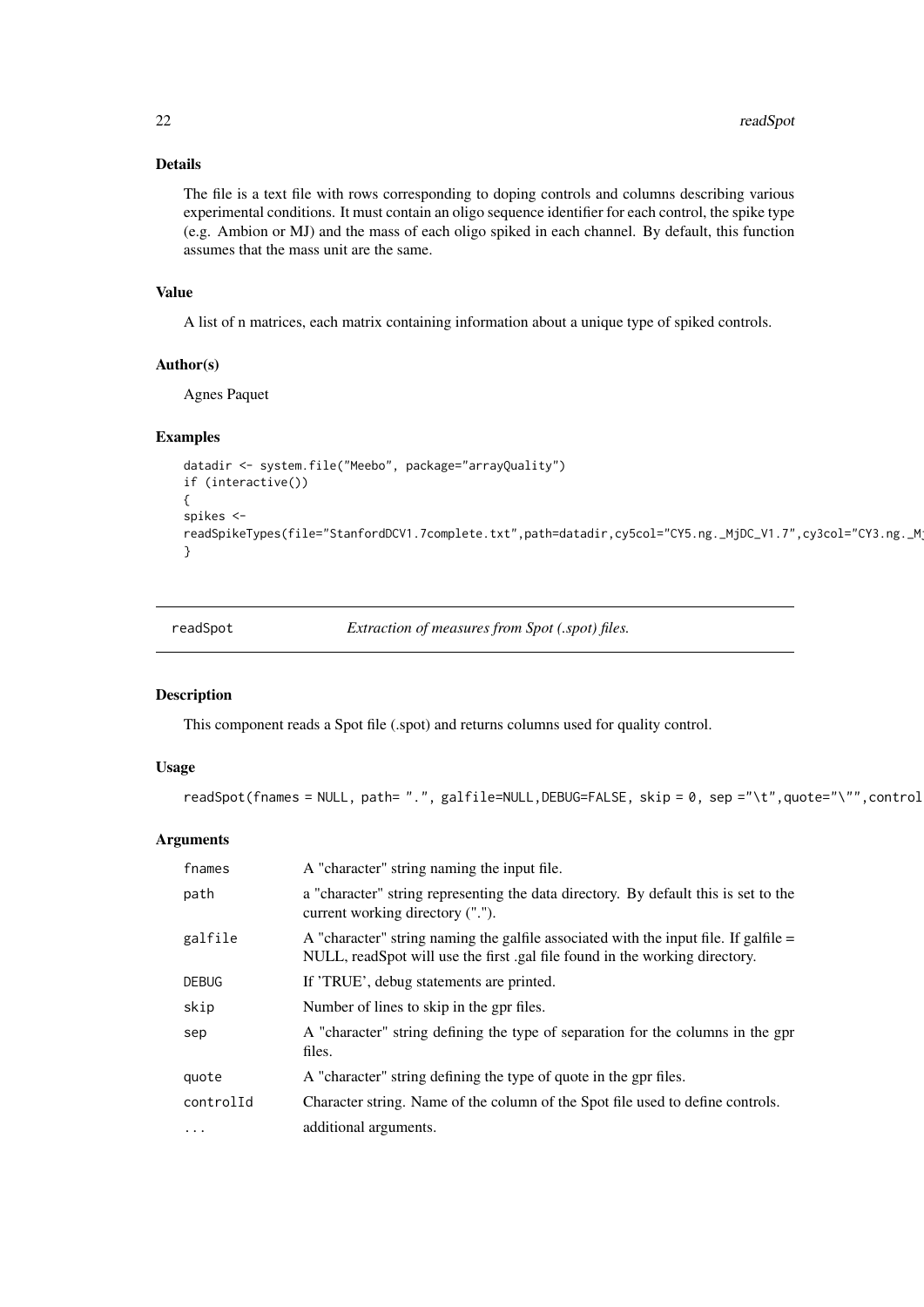### Details

The file is a text file with rows corresponding to doping controls and columns describing various experimental conditions. It must contain an oligo sequence identifier for each control, the spike type (e.g. Ambion or MJ) and the mass of each oligo spiked in each channel. By default, this function assumes that the mass unit are the same.

### Value

A list of n matrices, each matrix containing information about a unique type of spiked controls.

### Author(s)

Agnes Paquet

### Examples

```
datadir <- system.file("Meebo", package="arrayQuality")
if (interactive())
{
spikes <-
readSpikeTypes(file="StanfordDCV1.7complete.txt",path=datadir,cy5col="CY5.ng._MjDC_V1.7",cy3col="CY3.ng._Mj
}
```

---

readSpot *Extraction of measures from Spot (.spot) files.*

---

### Description

This component reads a Spot file (.spot) and returns columns used for quality control.

### Usage

```
readSpot(fnames = NULL, path= ".", galfile=NULL,DEBUG=FALSE, skip = 0, sep ="\t",quote="\"",control
```

### Arguments

| | |
|---|---|
| fnames | A "character" string naming the input file. |
| path | a "character" string representing the data directory. By default this is set to the current working directory ("."). |
| galfile | A "character" string naming the galfile associated with the input file. If galfile = NULL, readSpot will use the first .gal file found in the working directory. |
| DEBUG | If 'TRUE', debug statements are printed. |
| skip | Number of lines to skip in the gpr files. |
| sep | A "character" string defining the type of separation for the columns in the gpr files. |
| quote | A "character" string defining the type of quote in the gpr files. |
| controlId | Character string. Name of the column of the Spot file used to define controls. |
| ... | additional arguments. |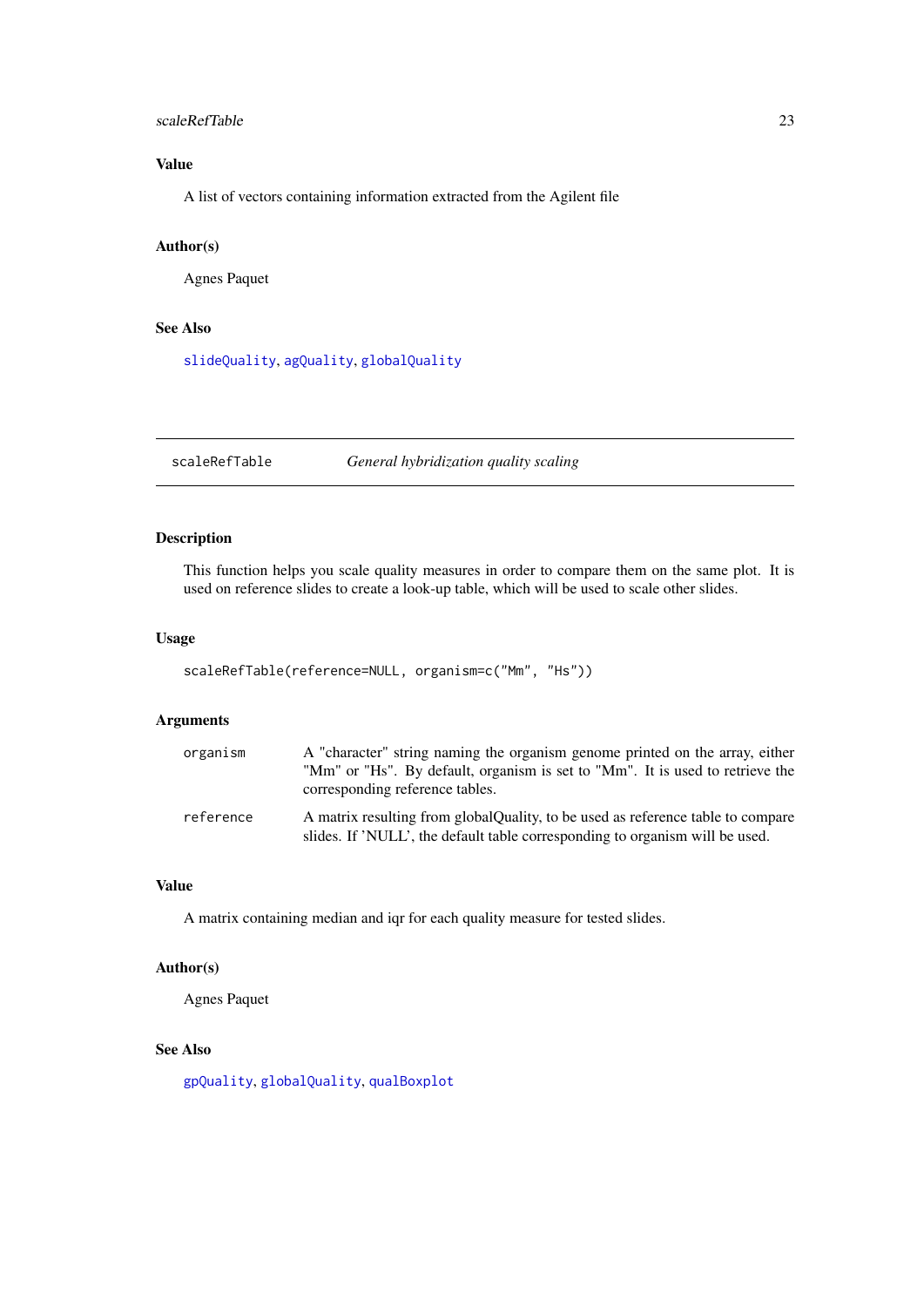## Value

A list of vectors containing information extracted from the Agilent file

## Author(s)

Agnes Paquet

## See Also

`slideQuality`, `agQuality`, `globalQuality`

---

# scaleRefTable *General hybridization quality scaling*

---

## Description

This function helps you scale quality measures in order to compare them on the same plot. It is used on reference slides to create a look-up table, which will be used to scale other slides.

## Usage

```
scaleRefTable(reference=NULL, organism=c("Mm", "Hs"))
```

## Arguments

| | |
|---|---|
| `organism` | A "character" string naming the organism genome printed on the array, either "Mm" or "Hs". By default, organism is set to "Mm". It is used to retrieve the corresponding reference tables. |
| `reference` | A matrix resulting from globalQuality, to be used as reference table to compare slides. If 'NULL', the default table corresponding to organism will be used. |

## Value

A matrix containing median and iqr for each quality measure for tested slides.

## Author(s)

Agnes Paquet

## See Also

`gpQuality`, `globalQuality`, `qualBoxplot`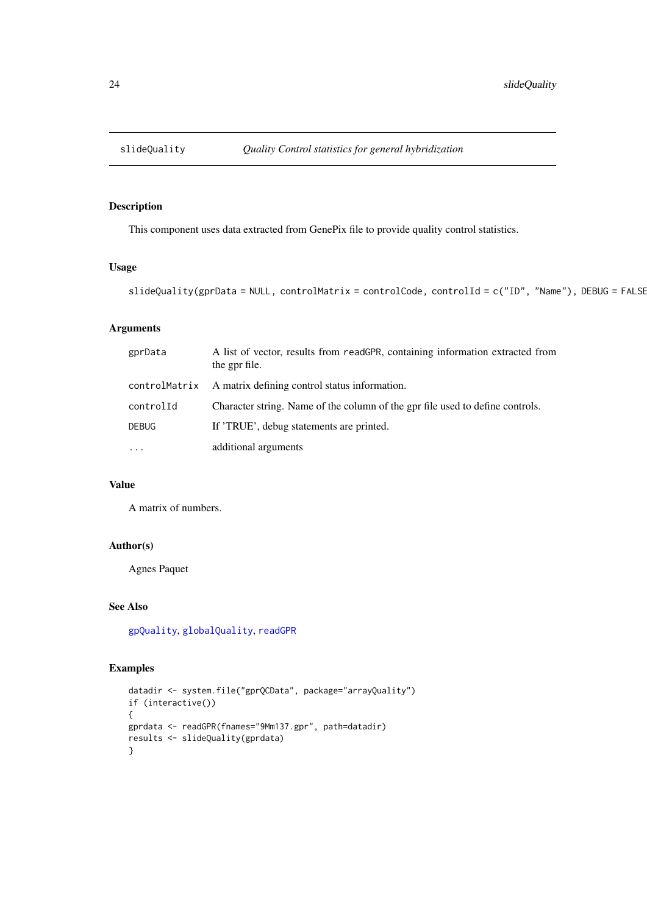slideQuality — *Quality Control statistics for general hybridization*

## Description

This component uses data extracted from GenePix file to provide quality control statistics.

## Usage

```
slideQuality(gprData = NULL, controlMatrix = controlCode, controlId = c("ID", "Name"), DEBUG = FALSE
```

## Arguments

| | |
|---|---|
| gprData | A list of vector, results from readGPR, containing information extracted from the gpr file. |
| controlMatrix | A matrix defining control status information. |
| controlId | Character string. Name of the column of the gpr file used to define controls. |
| DEBUG | If 'TRUE', debug statements are printed. |
| ... | additional arguments |

## Value

A matrix of numbers.

## Author(s)

Agnes Paquet

## See Also

gpQuality, globalQuality, readGPR

## Examples

```
datadir <- system.file("gprQCData", package="arrayQuality")
if (interactive())
{
gprdata <- readGPR(fnames="9Mm137.gpr", path=datadir)
results <- slideQuality(gprdata)
}
```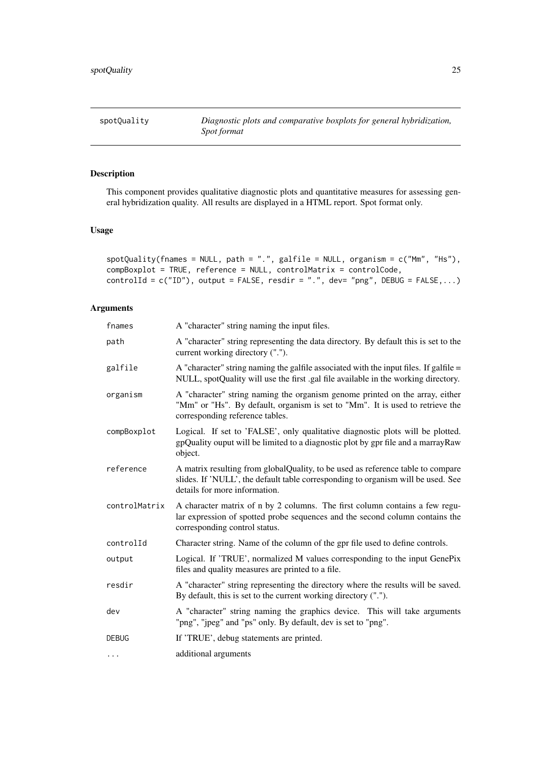`spotQuality` *Diagnostic plots and comparative boxplots for general hybridization, Spot format*

## Description

This component provides qualitative diagnostic plots and quantitative measures for assessing general hybridization quality. All results are displayed in a HTML report. Spot format only.

## Usage

```
spotQuality(fnames = NULL, path = ".", galfile = NULL, organism = c("Mm", "Hs"),
compBoxplot = TRUE, reference = NULL, controlMatrix = controlCode,
controlId = c("ID"), output = FALSE, resdir = ".", dev= "png", DEBUG = FALSE,...)
```

## Arguments

| | |
|---|---|
| `fnames` | A "character" string naming the input files. |
| `path` | A "character" string representing the data directory. By default this is set to the current working directory ("."). |
| `galfile` | A "character" string naming the galfile associated with the input files. If galfile = NULL, spotQuality will use the first .gal file available in the working directory. |
| `organism` | A "character" string naming the organism genome printed on the array, either "Mm" or "Hs". By default, organism is set to "Mm". It is used to retrieve the corresponding reference tables. |
| `compBoxplot` | Logical. If set to 'FALSE', only qualitative diagnostic plots will be plotted. gpQuality ouput will be limited to a diagnostic plot by gpr file and a marrayRaw object. |
| `reference` | A matrix resulting from globalQuality, to be used as reference table to compare slides. If 'NULL', the default table corresponding to organism will be used. See details for more information. |
| `controlMatrix` | A character matrix of n by 2 columns. The first column contains a few regular expression of spotted probe sequences and the second column contains the corresponding control status. |
| `controlId` | Character string. Name of the column of the gpr file used to define controls. |
| `output` | Logical. If 'TRUE', normalized M values corresponding to the input GenePix files and quality measures are printed to a file. |
| `resdir` | A "character" string representing the directory where the results will be saved. By default, this is set to the current working directory ("."). |
| `dev` | A "character" string naming the graphics device. This will take arguments "png", "jpeg" and "ps" only. By default, dev is set to "png". |
| `DEBUG` | If 'TRUE', debug statements are printed. |
| `...` | additional arguments |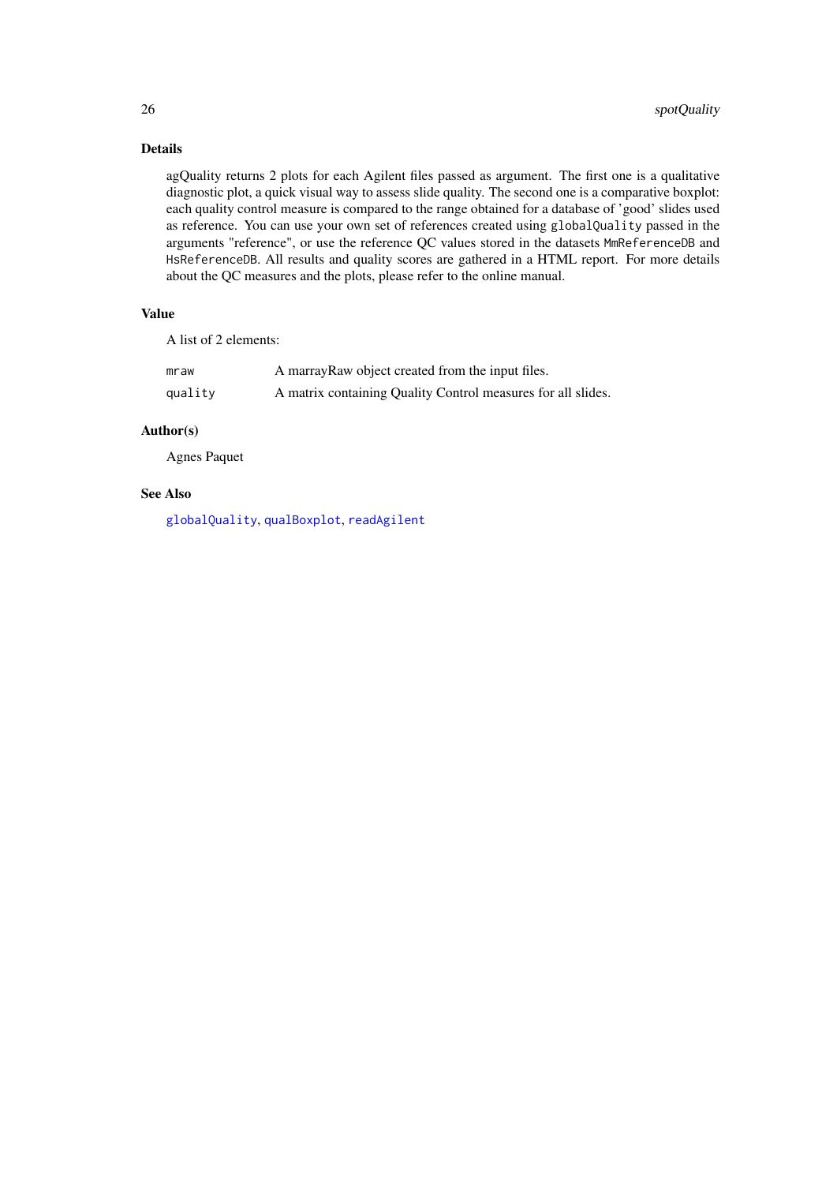## Details

agQuality returns 2 plots for each Agilent files passed as argument. The first one is a qualitative diagnostic plot, a quick visual way to assess slide quality. The second one is a comparative boxplot: each quality control measure is compared to the range obtained for a database of 'good' slides used as reference. You can use your own set of references created using `globalQuality` passed in the arguments "reference", or use the reference QC values stored in the datasets `MmReferenceDB` and `HsReferenceDB`. All results and quality scores are gathered in a HTML report. For more details about the QC measures and the plots, please refer to the online manual.

## Value

A list of 2 elements:

| | |
|---|---|
| `mraw` | A marrayRaw object created from the input files. |
| `quality` | A matrix containing Quality Control measures for all slides. |

## Author(s)

Agnes Paquet

## See Also

`globalQuality`, `qualBoxplot`, `readAgilent`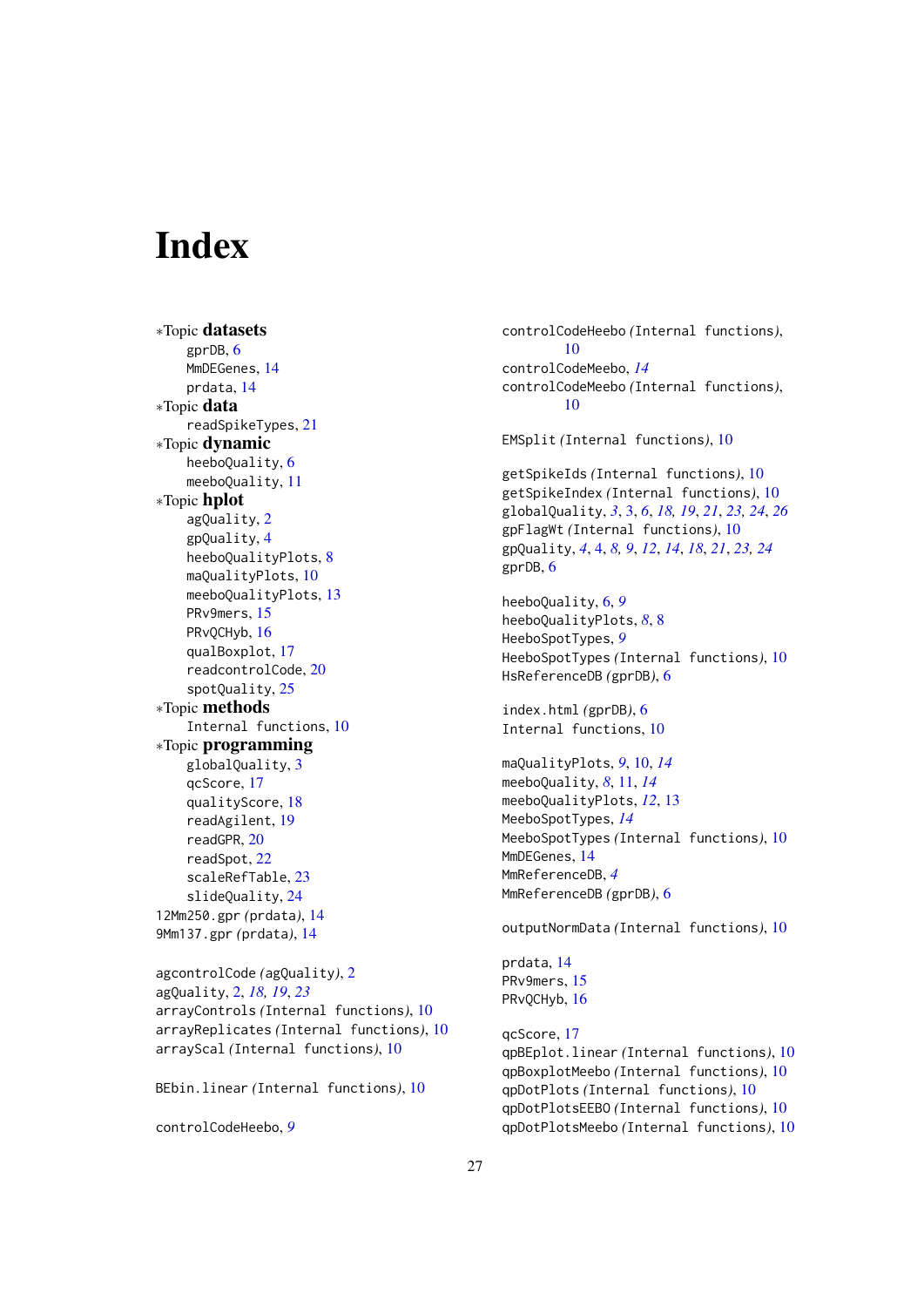# Index

∗Topic **datasets**
- gprDB, 6
- MmDEGenes, 14
- prdata, 14

∗Topic **data**
- readSpikeTypes, 21

∗Topic **dynamic**
- heeboQuality, 6
- meeboQuality, 11

∗Topic **hplot**
- agQuality, 2
- gpQuality, 4
- heeboQualityPlots, 8
- maQualityPlots, 10
- meeboQualityPlots, 13
- PRv9mers, 15
- PRvQCHyb, 16
- qualBoxplot, 17
- readcontrolCode, 20
- spotQuality, 25

∗Topic **methods**
- Internal functions, 10

∗Topic **programming**
- globalQuality, 3
- qcScore, 17
- qualityScore, 18
- readAgilent, 19
- readGPR, 20
- readSpot, 22
- scaleRefTable, 23
- slideQuality, 24

12Mm250.gpr *(prdata)*, 14
9Mm137.gpr *(prdata)*, 14

agcontrolCode *(agQuality)*, 2
agQuality, 2, *18, 19*, *23*
arrayControls *(Internal functions)*, 10
arrayReplicates *(Internal functions)*, 10
arrayScal *(Internal functions)*, 10

BEbin.linear *(Internal functions)*, 10

controlCodeHeebo, *9*
controlCodeHeebo *(Internal functions)*, 10
controlCodeMeebo, *14*
controlCodeMeebo *(Internal functions)*, 10

EMSplit *(Internal functions)*, 10

getSpikeIds *(Internal functions)*, 10
getSpikeIndex *(Internal functions)*, 10
globalQuality, *3*, 3, *6*, *18, 19*, *21*, *23, 24*, *26*
gpFlagWt *(Internal functions)*, 10
gpQuality, *4*, 4, *8, 9*, *12*, *14*, *18*, *21*, *23, 24*
gprDB, 6

heeboQuality, 6, *9*
heeboQualityPlots, *8*, 8
HeeboSpotTypes, *9*
HeeboSpotTypes *(Internal functions)*, 10
HsReferenceDB *(gprDB)*, 6

index.html *(gprDB)*, 6
Internal functions, 10

maQualityPlots, *9*, 10, *14*
meeboQuality, *8*, 11, *14*
meeboQualityPlots, *12*, 13
MeeboSpotTypes, *14*
MeeboSpotTypes *(Internal functions)*, 10
MmDEGenes, 14
MmReferenceDB, *4*
MmReferenceDB *(gprDB)*, 6

outputNormData *(Internal functions)*, 10

prdata, 14
PRv9mers, 15
PRvQCHyb, 16

qcScore, 17
qpBEplot.linear *(Internal functions)*, 10
qpBoxplotMeebo *(Internal functions)*, 10
qpDotPlots *(Internal functions)*, 10
qpDotPlotsEEBO *(Internal functions)*, 10
qpDotPlotsMeebo *(Internal functions)*, 10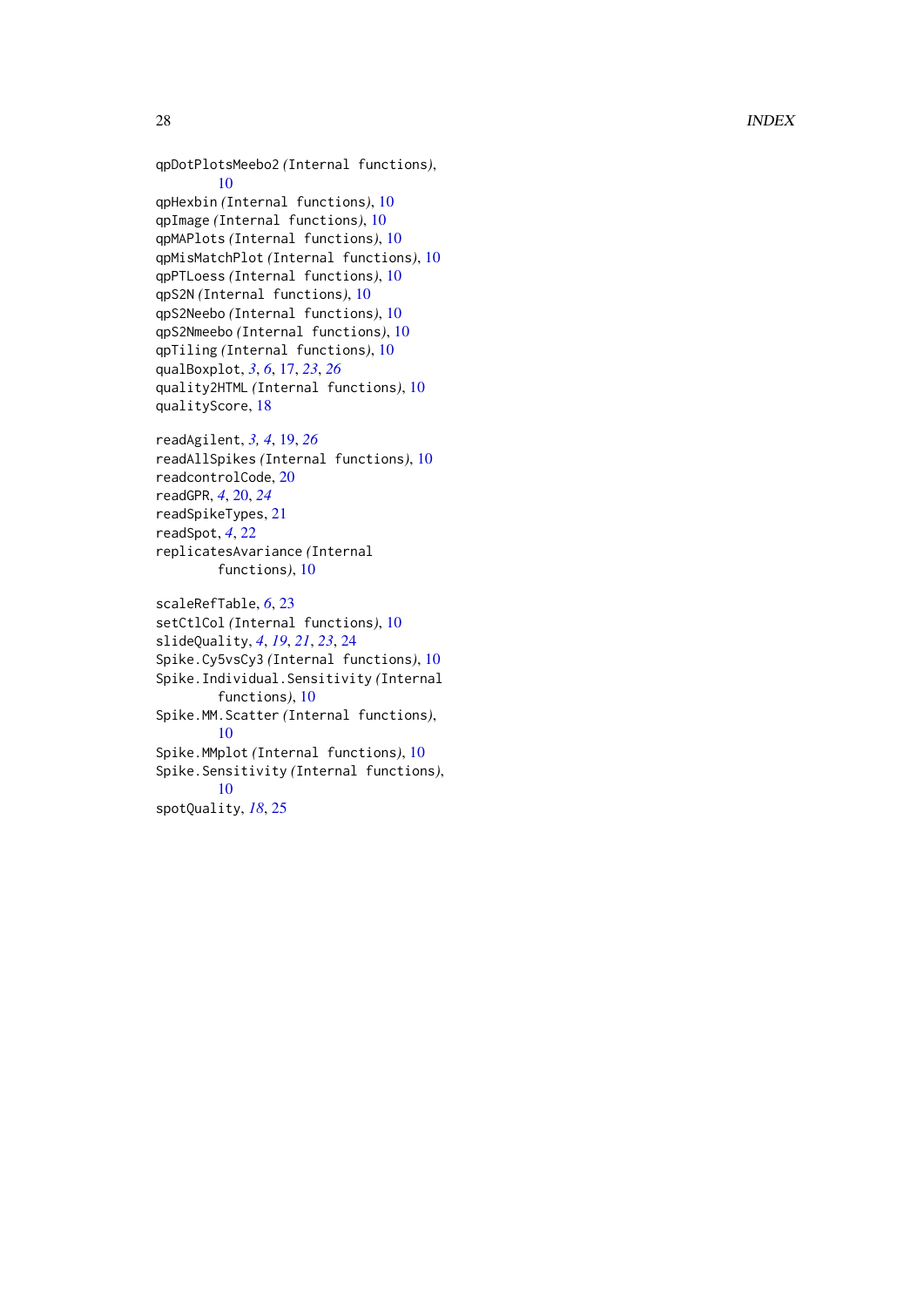qpDotPlotsMeebo2 *(Internal functions)*, 10
qpHexbin *(Internal functions)*, 10
qpImage *(Internal functions)*, 10
qpMAPlots *(Internal functions)*, 10
qpMisMatchPlot *(Internal functions)*, 10
qpPTLoess *(Internal functions)*, 10
qpS2N *(Internal functions)*, 10
qpS2Neebo *(Internal functions)*, 10
qpS2Nmeebo *(Internal functions)*, 10
qpTiling *(Internal functions)*, 10
qualBoxplot, *3*, *6*, 17, *23*, *26*
quality2HTML *(Internal functions)*, 10
qualityScore, 18

readAgilent, *3, 4*, 19, *26*
readAllSpikes *(Internal functions)*, 10
readcontrolCode, 20
readGPR, *4*, 20, *24*
readSpikeTypes, 21
readSpot, *4*, 22
replicatesAvariance *(Internal functions)*, 10

scaleRefTable, *6*, 23
setCtlCol *(Internal functions)*, 10
slideQuality, *4*, *19*, *21*, *23*, 24
Spike.Cy5vsCy3 *(Internal functions)*, 10
Spike.Individual.Sensitivity *(Internal functions)*, 10
Spike.MM.Scatter *(Internal functions)*, 10
Spike.MMplot *(Internal functions)*, 10
Spike.Sensitivity *(Internal functions)*, 10
spotQuality, *18*, 25